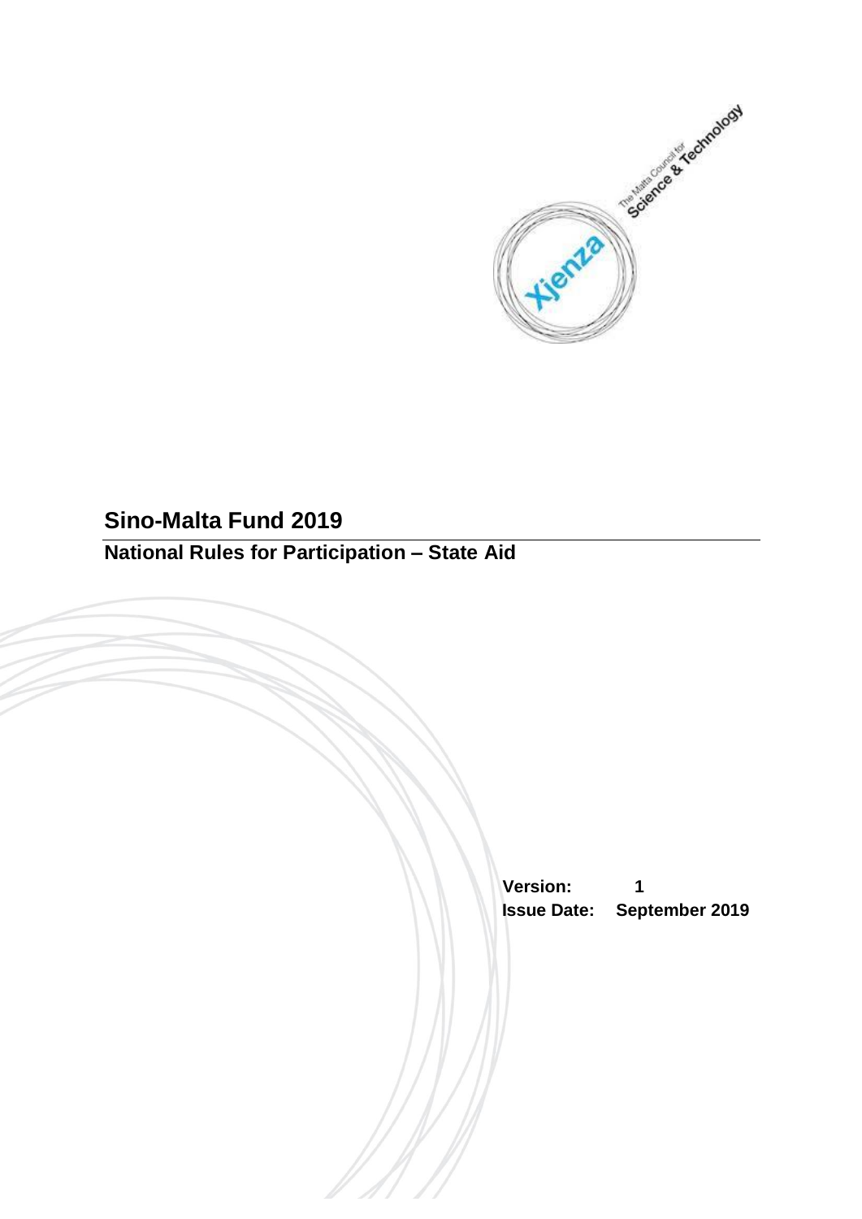# Sino-Malta Fund 2019

## National Rules for Participation – State Aid

**Version:** 1

**Issue Date:** September 2019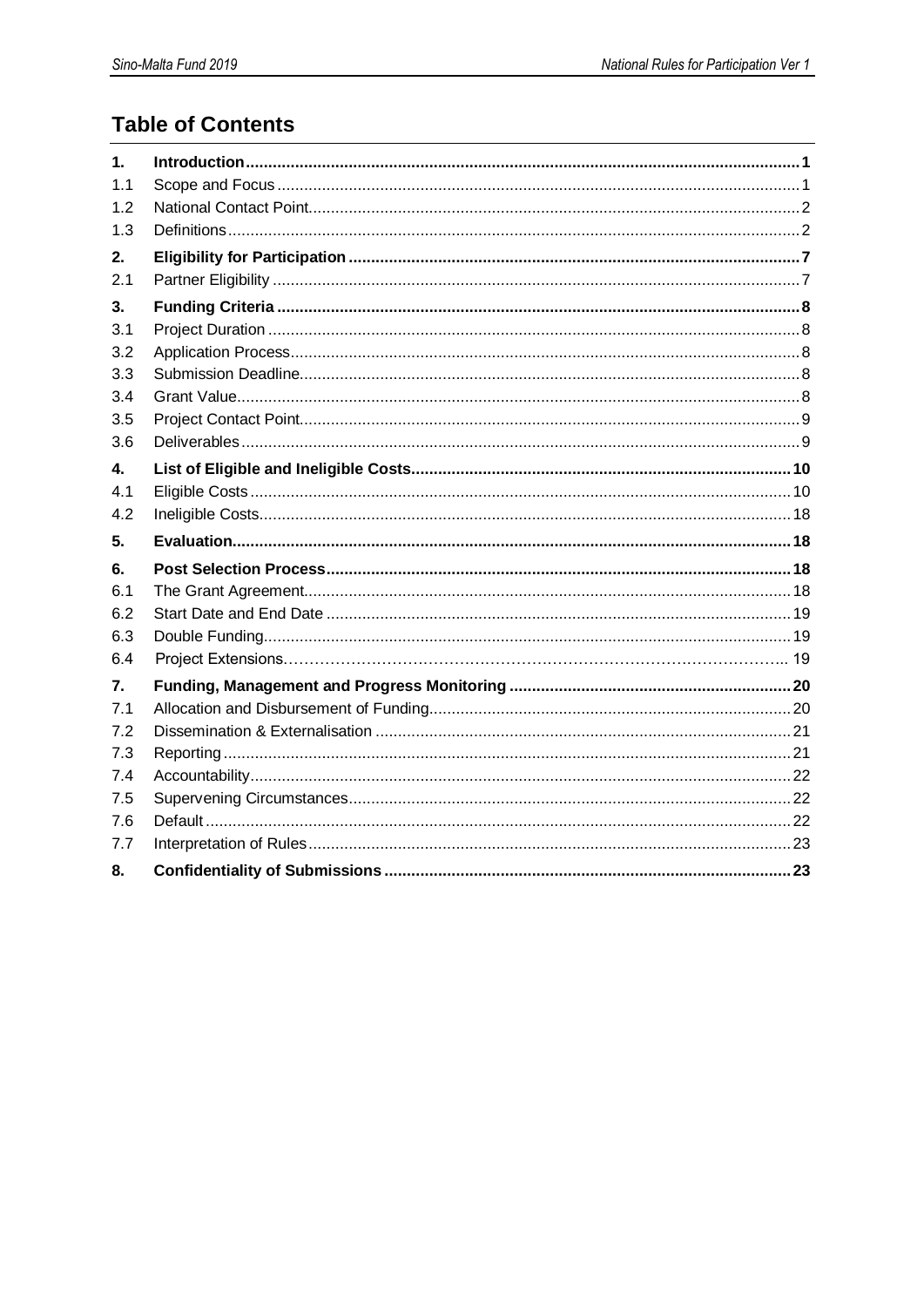# Table of Contents

| | | |
|---|---|---|
| **1.** | **Introduction** | **1** |
| 1.1 | Scope and Focus | 1 |
| 1.2 | National Contact Point | 2 |
| 1.3 | Definitions | 2 |
| **2.** | **Eligibility for Participation** | **7** |
| 2.1 | Partner Eligibility | 7 |
| **3.** | **Funding Criteria** | **8** |
| 3.1 | Project Duration | 8 |
| 3.2 | Application Process | 8 |
| 3.3 | Submission Deadline | 8 |
| 3.4 | Grant Value | 8 |
| 3.5 | Project Contact Point | 9 |
| 3.6 | Deliverables | 9 |
| **4.** | **List of Eligible and Ineligible Costs** | **10** |
| 4.1 | Eligible Costs | 10 |
| 4.2 | Ineligible Costs | 18 |
| **5.** | **Evaluation** | **18** |
| **6.** | **Post Selection Process** | **18** |
| 6.1 | The Grant Agreement | 18 |
| 6.2 | Start Date and End Date | 19 |
| 6.3 | Double Funding | 19 |
| 6.4 | Project Extensions | 19 |
| **7.** | **Funding, Management and Progress Monitoring** | **20** |
| 7.1 | Allocation and Disbursement of Funding | 20 |
| 7.2 | Dissemination & Externalisation | 21 |
| 7.3 | Reporting | 21 |
| 7.4 | Accountability | 22 |
| 7.5 | Supervening Circumstances | 22 |
| 7.6 | Default | 22 |
| 7.7 | Interpretation of Rules | 23 |
| **8.** | **Confidentiality of Submissions** | **23** |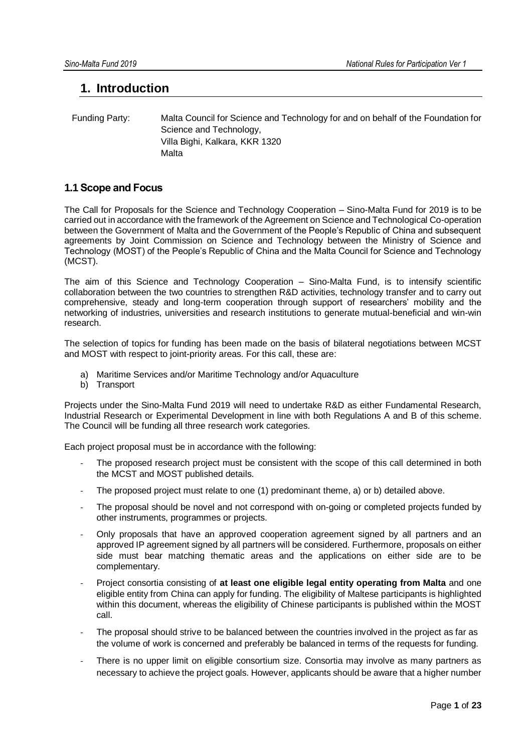# 1. Introduction

Funding Party: Malta Council for Science and Technology for and on behalf of the Foundation for Science and Technology,
Villa Bighi, Kalkara, KKR 1320
Malta

## 1.1 Scope and Focus

The Call for Proposals for the Science and Technology Cooperation – Sino-Malta Fund for 2019 is to be carried out in accordance with the framework of the Agreement on Science and Technological Co-operation between the Government of Malta and the Government of the People's Republic of China and subsequent agreements by Joint Commission on Science and Technology between the Ministry of Science and Technology (MOST) of the People's Republic of China and the Malta Council for Science and Technology (MCST).

The aim of this Science and Technology Cooperation – Sino-Malta Fund, is to intensify scientific collaboration between the two countries to strengthen R&D activities, technology transfer and to carry out comprehensive, steady and long-term cooperation through support of researchers' mobility and the networking of industries, universities and research institutions to generate mutual-beneficial and win-win research.

The selection of topics for funding has been made on the basis of bilateral negotiations between MCST and MOST with respect to joint-priority areas. For this call, these are:

a) Maritime Services and/or Maritime Technology and/or Aquaculture
b) Transport

Projects under the Sino-Malta Fund 2019 will need to undertake R&D as either Fundamental Research, Industrial Research or Experimental Development in line with both Regulations A and B of this scheme. The Council will be funding all three research work categories.

Each project proposal must be in accordance with the following:

- The proposed research project must be consistent with the scope of this call determined in both the MCST and MOST published details.
- The proposed project must relate to one (1) predominant theme, a) or b) detailed above.
- The proposal should be novel and not correspond with on-going or completed projects funded by other instruments, programmes or projects.
- Only proposals that have an approved cooperation agreement signed by all partners and an approved IP agreement signed by all partners will be considered. Furthermore, proposals on either side must bear matching thematic areas and the applications on either side are to be complementary.
- Project consortia consisting of **at least one eligible legal entity operating from Malta** and one eligible entity from China can apply for funding. The eligibility of Maltese participants is highlighted within this document, whereas the eligibility of Chinese participants is published within the MOST call.
- The proposal should strive to be balanced between the countries involved in the project as far as the volume of work is concerned and preferably be balanced in terms of the requests for funding.
- There is no upper limit on eligible consortium size. Consortia may involve as many partners as necessary to achieve the project goals. However, applicants should be aware that a higher number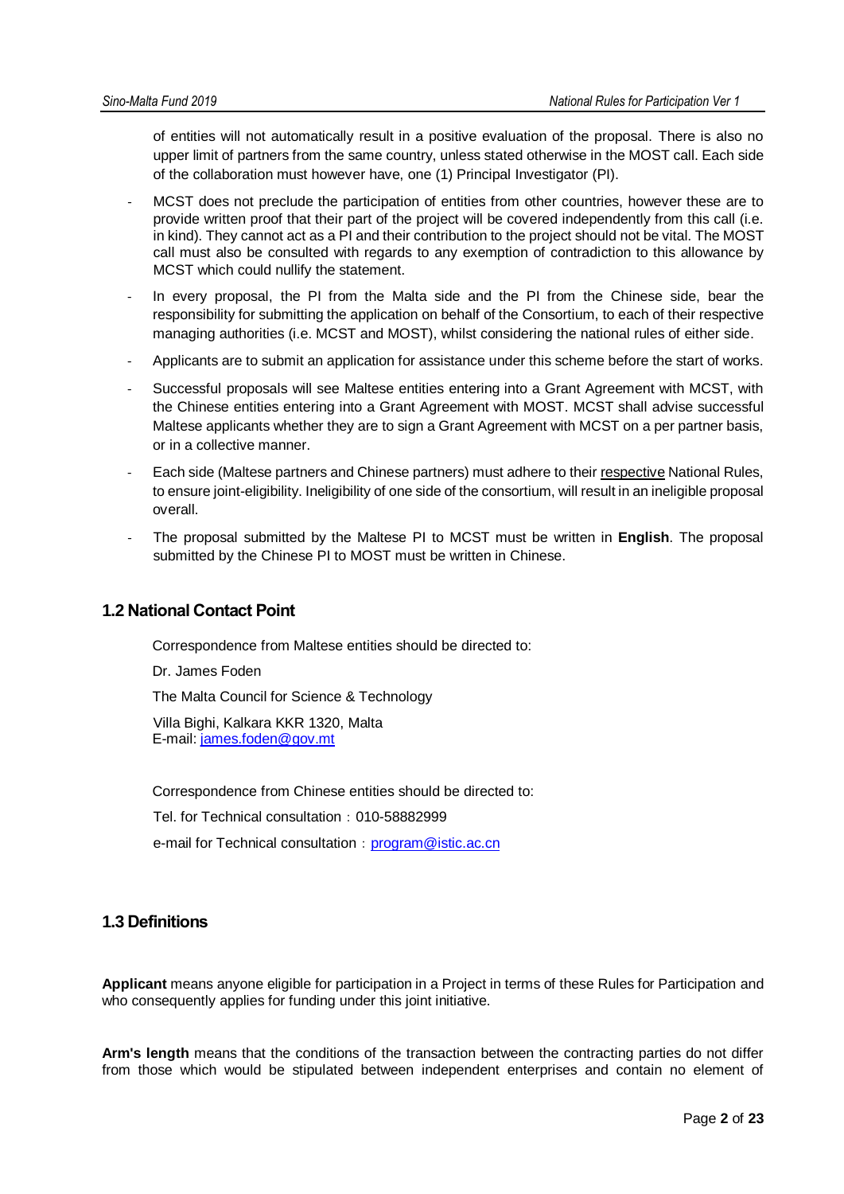of entities will not automatically result in a positive evaluation of the proposal. There is also no upper limit of partners from the same country, unless stated otherwise in the MOST call. Each side of the collaboration must however have, one (1) Principal Investigator (PI).

- MCST does not preclude the participation of entities from other countries, however these are to provide written proof that their part of the project will be covered independently from this call (i.e. in kind). They cannot act as a PI and their contribution to the project should not be vital. The MOST call must also be consulted with regards to any exemption of contradiction to this allowance by MCST which could nullify the statement.
- In every proposal, the PI from the Malta side and the PI from the Chinese side, bear the responsibility for submitting the application on behalf of the Consortium, to each of their respective managing authorities (i.e. MCST and MOST), whilst considering the national rules of either side.
- Applicants are to submit an application for assistance under this scheme before the start of works.
- Successful proposals will see Maltese entities entering into a Grant Agreement with MCST, with the Chinese entities entering into a Grant Agreement with MOST. MCST shall advise successful Maltese applicants whether they are to sign a Grant Agreement with MCST on a per partner basis, or in a collective manner.
- Each side (Maltese partners and Chinese partners) must adhere to their respective National Rules, to ensure joint-eligibility. Ineligibility of one side of the consortium, will result in an ineligible proposal overall.
- The proposal submitted by the Maltese PI to MCST must be written in **English**. The proposal submitted by the Chinese PI to MOST must be written in Chinese.

## 1.2 National Contact Point

Correspondence from Maltese entities should be directed to:

Dr. James Foden

The Malta Council for Science & Technology

Villa Bighi, Kalkara KKR 1320, Malta
E-mail: james.foden@gov.mt

Correspondence from Chinese entities should be directed to:

Tel. for Technical consultation：010-58882999

e-mail for Technical consultation：program@istic.ac.cn

## 1.3 Definitions

**Applicant** means anyone eligible for participation in a Project in terms of these Rules for Participation and who consequently applies for funding under this joint initiative.

**Arm's length** means that the conditions of the transaction between the contracting parties do not differ from those which would be stipulated between independent enterprises and contain no element of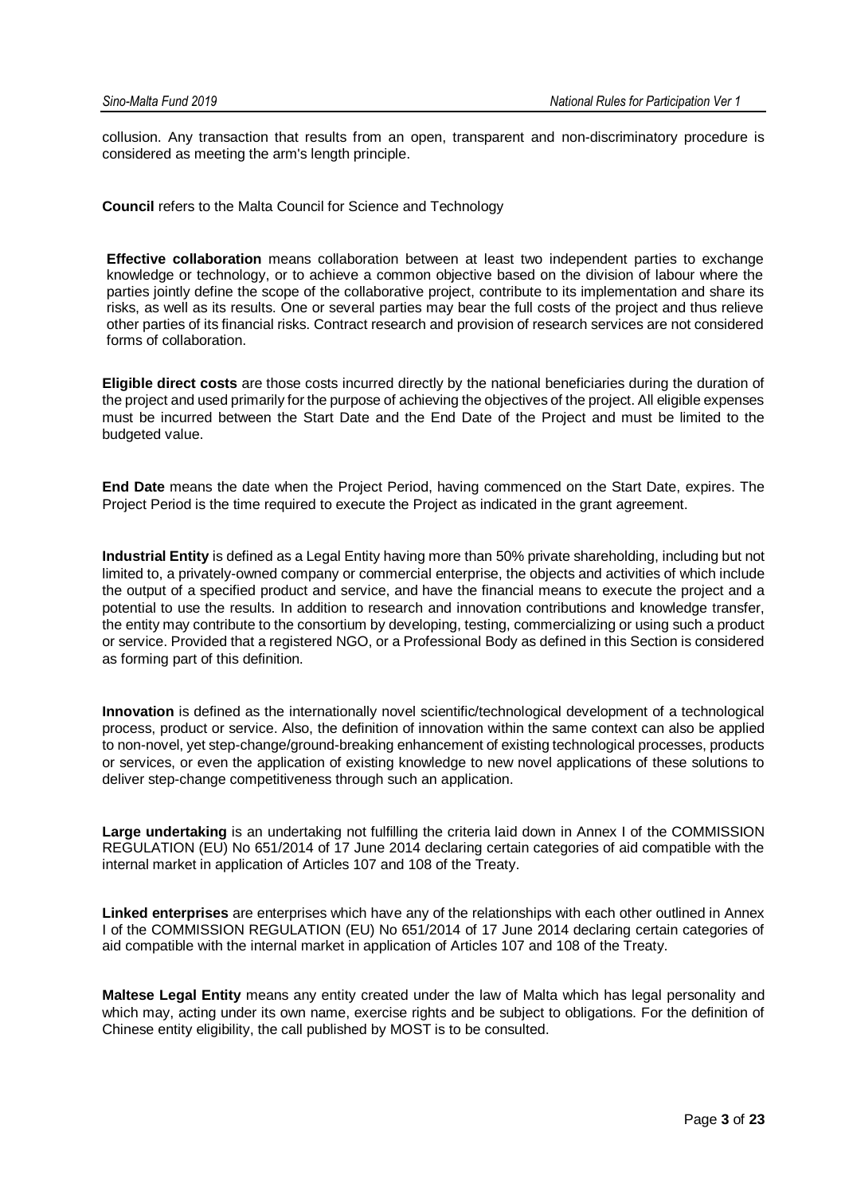collusion. Any transaction that results from an open, transparent and non-discriminatory procedure is considered as meeting the arm's length principle.

**Council** refers to the Malta Council for Science and Technology

**Effective collaboration** means collaboration between at least two independent parties to exchange knowledge or technology, or to achieve a common objective based on the division of labour where the parties jointly define the scope of the collaborative project, contribute to its implementation and share its risks, as well as its results. One or several parties may bear the full costs of the project and thus relieve other parties of its financial risks. Contract research and provision of research services are not considered forms of collaboration.

**Eligible direct costs** are those costs incurred directly by the national beneficiaries during the duration of the project and used primarily for the purpose of achieving the objectives of the project. All eligible expenses must be incurred between the Start Date and the End Date of the Project and must be limited to the budgeted value.

**End Date** means the date when the Project Period, having commenced on the Start Date, expires. The Project Period is the time required to execute the Project as indicated in the grant agreement.

**Industrial Entity** is defined as a Legal Entity having more than 50% private shareholding, including but not limited to, a privately-owned company or commercial enterprise, the objects and activities of which include the output of a specified product and service, and have the financial means to execute the project and a potential to use the results. In addition to research and innovation contributions and knowledge transfer, the entity may contribute to the consortium by developing, testing, commercializing or using such a product or service. Provided that a registered NGO, or a Professional Body as defined in this Section is considered as forming part of this definition.

**Innovation** is defined as the internationally novel scientific/technological development of a technological process, product or service. Also, the definition of innovation within the same context can also be applied to non-novel, yet step-change/ground-breaking enhancement of existing technological processes, products or services, or even the application of existing knowledge to new novel applications of these solutions to deliver step-change competitiveness through such an application.

**Large undertaking** is an undertaking not fulfilling the criteria laid down in Annex I of the COMMISSION REGULATION (EU) No 651/2014 of 17 June 2014 declaring certain categories of aid compatible with the internal market in application of Articles 107 and 108 of the Treaty.

**Linked enterprises** are enterprises which have any of the relationships with each other outlined in Annex I of the COMMISSION REGULATION (EU) No 651/2014 of 17 June 2014 declaring certain categories of aid compatible with the internal market in application of Articles 107 and 108 of the Treaty.

**Maltese Legal Entity** means any entity created under the law of Malta which has legal personality and which may, acting under its own name, exercise rights and be subject to obligations. For the definition of Chinese entity eligibility, the call published by MOST is to be consulted.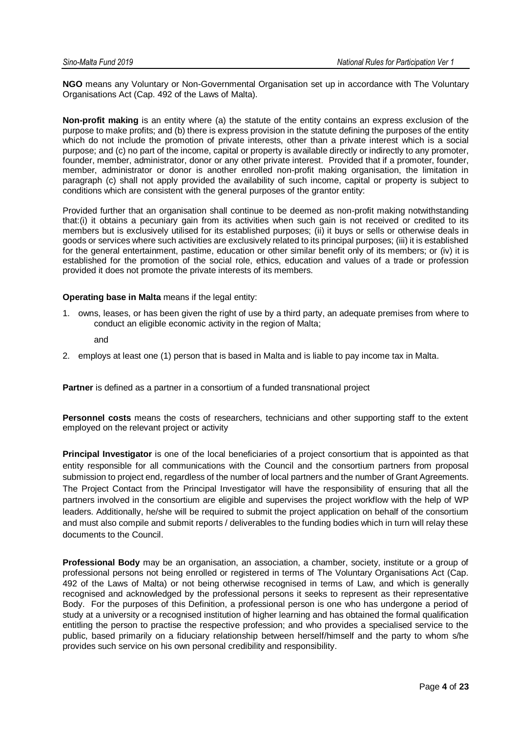**NGO** means any Voluntary or Non-Governmental Organisation set up in accordance with The Voluntary Organisations Act (Cap. 492 of the Laws of Malta).

**Non-profit making** is an entity where (a) the statute of the entity contains an express exclusion of the purpose to make profits; and (b) there is express provision in the statute defining the purposes of the entity which do not include the promotion of private interests, other than a private interest which is a social purpose; and (c) no part of the income, capital or property is available directly or indirectly to any promoter, founder, member, administrator, donor or any other private interest. Provided that if a promoter, founder, member, administrator or donor is another enrolled non-profit making organisation, the limitation in paragraph (c) shall not apply provided the availability of such income, capital or property is subject to conditions which are consistent with the general purposes of the grantor entity:

Provided further that an organisation shall continue to be deemed as non-profit making notwithstanding that:(i) it obtains a pecuniary gain from its activities when such gain is not received or credited to its members but is exclusively utilised for its established purposes; (ii) it buys or sells or otherwise deals in goods or services where such activities are exclusively related to its principal purposes; (iii) it is established for the general entertainment, pastime, education or other similar benefit only of its members; or (iv) it is established for the promotion of the social role, ethics, education and values of a trade or profession provided it does not promote the private interests of its members.

**Operating base in Malta** means if the legal entity:

1. owns, leases, or has been given the right of use by a third party, an adequate premises from where to conduct an eligible economic activity in the region of Malta;

   and

2. employs at least one (1) person that is based in Malta and is liable to pay income tax in Malta.

**Partner** is defined as a partner in a consortium of a funded transnational project

**Personnel costs** means the costs of researchers, technicians and other supporting staff to the extent employed on the relevant project or activity

**Principal Investigator** is one of the local beneficiaries of a project consortium that is appointed as that entity responsible for all communications with the Council and the consortium partners from proposal submission to project end, regardless of the number of local partners and the number of Grant Agreements. The Project Contact from the Principal Investigator will have the responsibility of ensuring that all the partners involved in the consortium are eligible and supervises the project workflow with the help of WP leaders. Additionally, he/she will be required to submit the project application on behalf of the consortium and must also compile and submit reports / deliverables to the funding bodies which in turn will relay these documents to the Council.

**Professional Body** may be an organisation, an association, a chamber, society, institute or a group of professional persons not being enrolled or registered in terms of The Voluntary Organisations Act (Cap. 492 of the Laws of Malta) or not being otherwise recognised in terms of Law, and which is generally recognised and acknowledged by the professional persons it seeks to represent as their representative Body. For the purposes of this Definition, a professional person is one who has undergone a period of study at a university or a recognised institution of higher learning and has obtained the formal qualification entitling the person to practise the respective profession; and who provides a specialised service to the public, based primarily on a fiduciary relationship between herself/himself and the party to whom s/he provides such service on his own personal credibility and responsibility.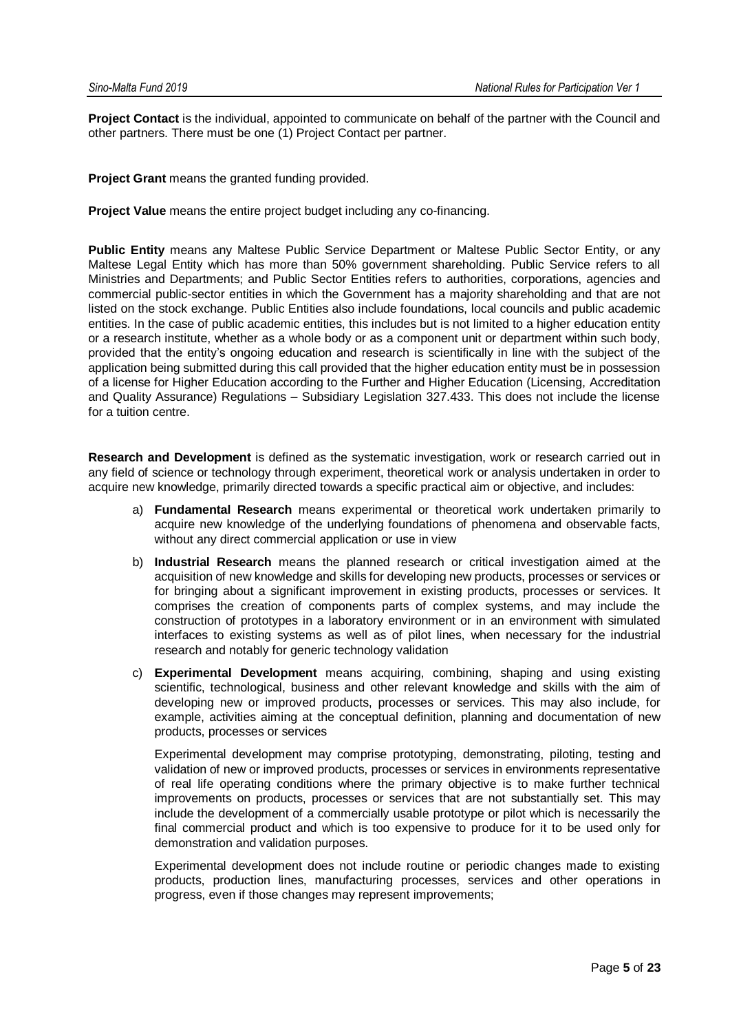**Project Contact** is the individual, appointed to communicate on behalf of the partner with the Council and other partners. There must be one (1) Project Contact per partner.

**Project Grant** means the granted funding provided.

**Project Value** means the entire project budget including any co-financing.

**Public Entity** means any Maltese Public Service Department or Maltese Public Sector Entity, or any Maltese Legal Entity which has more than 50% government shareholding. Public Service refers to all Ministries and Departments; and Public Sector Entities refers to authorities, corporations, agencies and commercial public-sector entities in which the Government has a majority shareholding and that are not listed on the stock exchange. Public Entities also include foundations, local councils and public academic entities. In the case of public academic entities, this includes but is not limited to a higher education entity or a research institute, whether as a whole body or as a component unit or department within such body, provided that the entity's ongoing education and research is scientifically in line with the subject of the application being submitted during this call provided that the higher education entity must be in possession of a license for Higher Education according to the Further and Higher Education (Licensing, Accreditation and Quality Assurance) Regulations – Subsidiary Legislation 327.433. This does not include the license for a tuition centre.

**Research and Development** is defined as the systematic investigation, work or research carried out in any field of science or technology through experiment, theoretical work or analysis undertaken in order to acquire new knowledge, primarily directed towards a specific practical aim or objective, and includes:

a) **Fundamental Research** means experimental or theoretical work undertaken primarily to acquire new knowledge of the underlying foundations of phenomena and observable facts, without any direct commercial application or use in view

b) **Industrial Research** means the planned research or critical investigation aimed at the acquisition of new knowledge and skills for developing new products, processes or services or for bringing about a significant improvement in existing products, processes or services. It comprises the creation of components parts of complex systems, and may include the construction of prototypes in a laboratory environment or in an environment with simulated interfaces to existing systems as well as of pilot lines, when necessary for the industrial research and notably for generic technology validation

c) **Experimental Development** means acquiring, combining, shaping and using existing scientific, technological, business and other relevant knowledge and skills with the aim of developing new or improved products, processes or services. This may also include, for example, activities aiming at the conceptual definition, planning and documentation of new products, processes or services

   Experimental development may comprise prototyping, demonstrating, piloting, testing and validation of new or improved products, processes or services in environments representative of real life operating conditions where the primary objective is to make further technical improvements on products, processes or services that are not substantially set. This may include the development of a commercially usable prototype or pilot which is necessarily the final commercial product and which is too expensive to produce for it to be used only for demonstration and validation purposes.

   Experimental development does not include routine or periodic changes made to existing products, production lines, manufacturing processes, services and other operations in progress, even if those changes may represent improvements;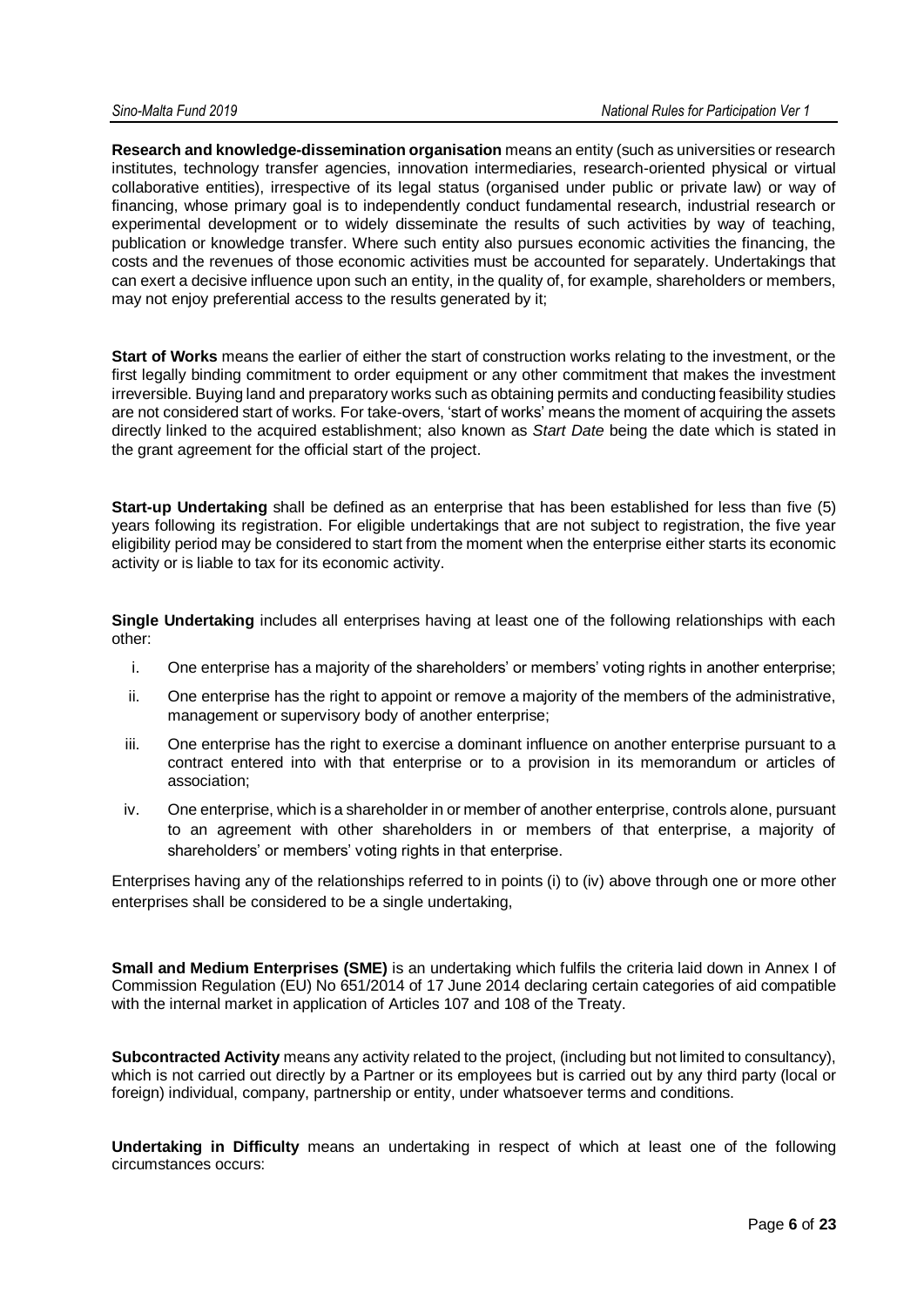**Research and knowledge-dissemination organisation** means an entity (such as universities or research institutes, technology transfer agencies, innovation intermediaries, research-oriented physical or virtual collaborative entities), irrespective of its legal status (organised under public or private law) or way of financing, whose primary goal is to independently conduct fundamental research, industrial research or experimental development or to widely disseminate the results of such activities by way of teaching, publication or knowledge transfer. Where such entity also pursues economic activities the financing, the costs and the revenues of those economic activities must be accounted for separately. Undertakings that can exert a decisive influence upon such an entity, in the quality of, for example, shareholders or members, may not enjoy preferential access to the results generated by it;

**Start of Works** means the earlier of either the start of construction works relating to the investment, or the first legally binding commitment to order equipment or any other commitment that makes the investment irreversible. Buying land and preparatory works such as obtaining permits and conducting feasibility studies are not considered start of works. For take-overs, 'start of works' means the moment of acquiring the assets directly linked to the acquired establishment; also known as *Start Date* being the date which is stated in the grant agreement for the official start of the project.

**Start-up Undertaking** shall be defined as an enterprise that has been established for less than five (5) years following its registration. For eligible undertakings that are not subject to registration, the five year eligibility period may be considered to start from the moment when the enterprise either starts its economic activity or is liable to tax for its economic activity.

**Single Undertaking** includes all enterprises having at least one of the following relationships with each other:

i. One enterprise has a majority of the shareholders' or members' voting rights in another enterprise;

ii. One enterprise has the right to appoint or remove a majority of the members of the administrative, management or supervisory body of another enterprise;

iii. One enterprise has the right to exercise a dominant influence on another enterprise pursuant to a contract entered into with that enterprise or to a provision in its memorandum or articles of association;

iv. One enterprise, which is a shareholder in or member of another enterprise, controls alone, pursuant to an agreement with other shareholders in or members of that enterprise, a majority of shareholders' or members' voting rights in that enterprise.

Enterprises having any of the relationships referred to in points (i) to (iv) above through one or more other enterprises shall be considered to be a single undertaking,

**Small and Medium Enterprises (SME)** is an undertaking which fulfils the criteria laid down in Annex I of Commission Regulation (EU) No 651/2014 of 17 June 2014 declaring certain categories of aid compatible with the internal market in application of Articles 107 and 108 of the Treaty.

**Subcontracted Activity** means any activity related to the project, (including but not limited to consultancy), which is not carried out directly by a Partner or its employees but is carried out by any third party (local or foreign) individual, company, partnership or entity, under whatsoever terms and conditions.

**Undertaking in Difficulty** means an undertaking in respect of which at least one of the following circumstances occurs: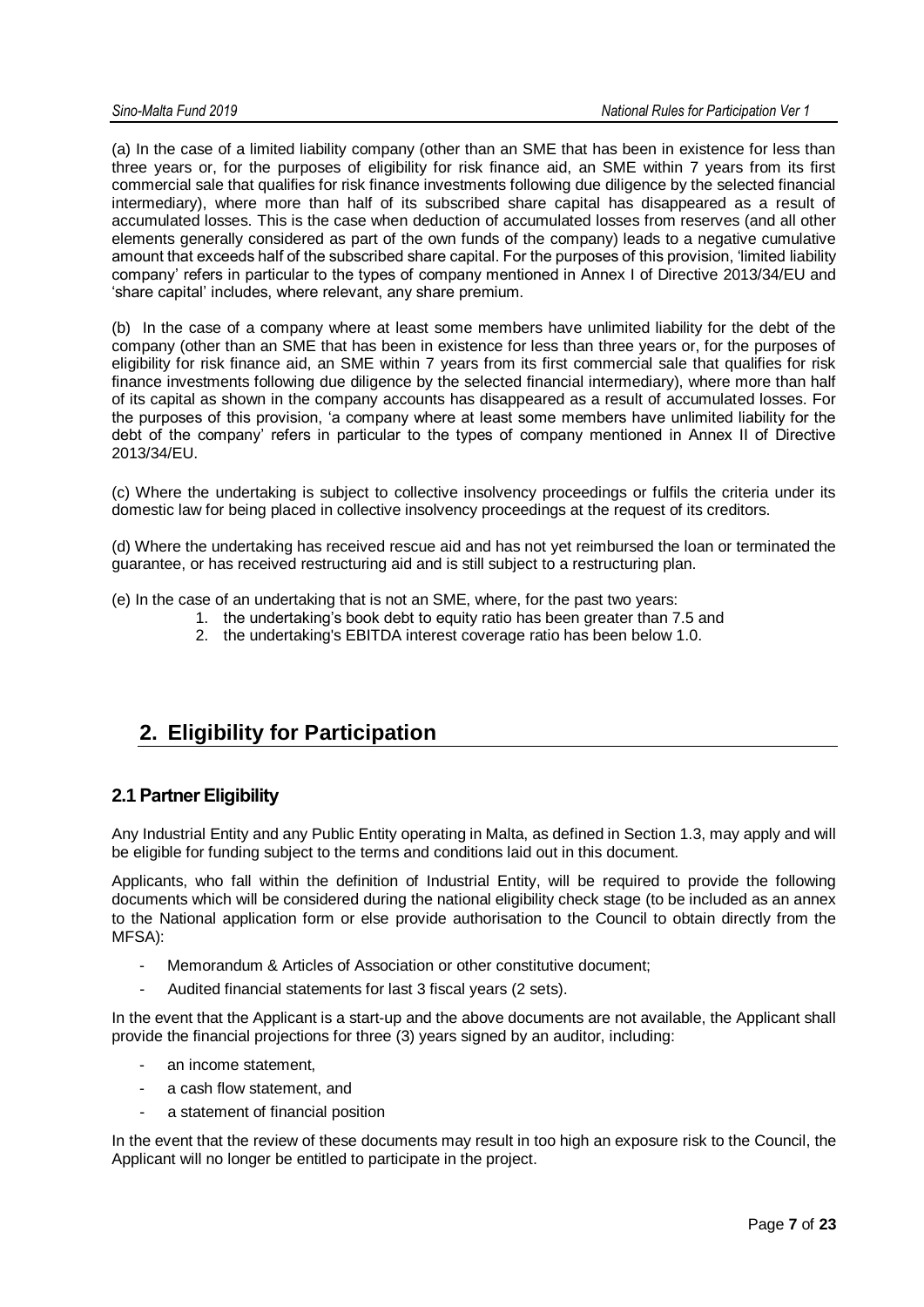(a) In the case of a limited liability company (other than an SME that has been in existence for less than three years or, for the purposes of eligibility for risk finance aid, an SME within 7 years from its first commercial sale that qualifies for risk finance investments following due diligence by the selected financial intermediary), where more than half of its subscribed share capital has disappeared as a result of accumulated losses. This is the case when deduction of accumulated losses from reserves (and all other elements generally considered as part of the own funds of the company) leads to a negative cumulative amount that exceeds half of the subscribed share capital. For the purposes of this provision, 'limited liability company' refers in particular to the types of company mentioned in Annex I of Directive 2013/34/EU and 'share capital' includes, where relevant, any share premium.

(b) In the case of a company where at least some members have unlimited liability for the debt of the company (other than an SME that has been in existence for less than three years or, for the purposes of eligibility for risk finance aid, an SME within 7 years from its first commercial sale that qualifies for risk finance investments following due diligence by the selected financial intermediary), where more than half of its capital as shown in the company accounts has disappeared as a result of accumulated losses. For the purposes of this provision, 'a company where at least some members have unlimited liability for the debt of the company' refers in particular to the types of company mentioned in Annex II of Directive 2013/34/EU.

(c) Where the undertaking is subject to collective insolvency proceedings or fulfils the criteria under its domestic law for being placed in collective insolvency proceedings at the request of its creditors.

(d) Where the undertaking has received rescue aid and has not yet reimbursed the loan or terminated the guarantee, or has received restructuring aid and is still subject to a restructuring plan.

(e) In the case of an undertaking that is not an SME, where, for the past two years:

1. the undertaking's book debt to equity ratio has been greater than 7.5 and
2. the undertaking's EBITDA interest coverage ratio has been below 1.0.

# 2. Eligibility for Participation

## 2.1 Partner Eligibility

Any Industrial Entity and any Public Entity operating in Malta, as defined in Section 1.3, may apply and will be eligible for funding subject to the terms and conditions laid out in this document.

Applicants, who fall within the definition of Industrial Entity, will be required to provide the following documents which will be considered during the national eligibility check stage (to be included as an annex to the National application form or else provide authorisation to the Council to obtain directly from the MFSA):

- Memorandum & Articles of Association or other constitutive document;
- Audited financial statements for last 3 fiscal years (2 sets).

In the event that the Applicant is a start-up and the above documents are not available, the Applicant shall provide the financial projections for three (3) years signed by an auditor, including:

- an income statement,
- a cash flow statement, and
- a statement of financial position

In the event that the review of these documents may result in too high an exposure risk to the Council, the Applicant will no longer be entitled to participate in the project.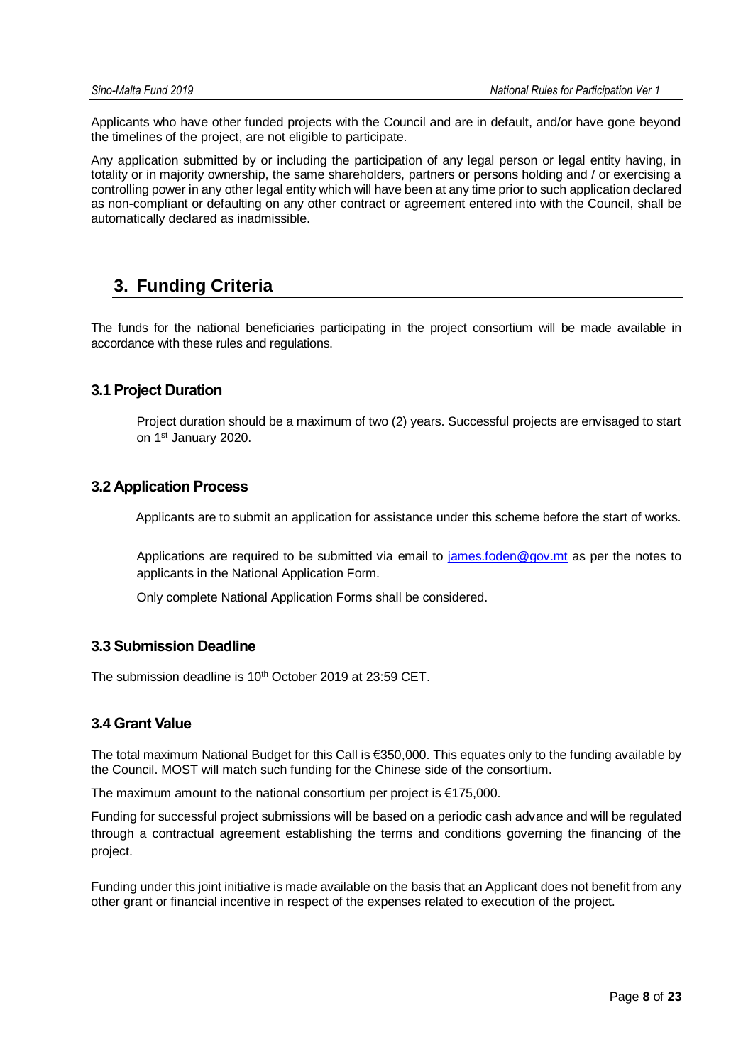Applicants who have other funded projects with the Council and are in default, and/or have gone beyond the timelines of the project, are not eligible to participate.

Any application submitted by or including the participation of any legal person or legal entity having, in totality or in majority ownership, the same shareholders, partners or persons holding and / or exercising a controlling power in any other legal entity which will have been at any time prior to such application declared as non-compliant or defaulting on any other contract or agreement entered into with the Council, shall be automatically declared as inadmissible.

# 3. Funding Criteria

The funds for the national beneficiaries participating in the project consortium will be made available in accordance with these rules and regulations.

## 3.1 Project Duration

Project duration should be a maximum of two (2) years. Successful projects are envisaged to start on 1st January 2020.

## 3.2 Application Process

Applicants are to submit an application for assistance under this scheme before the start of works.

Applications are required to be submitted via email to [james.foden@gov.mt](mailto:james.foden@gov.mt) as per the notes to applicants in the National Application Form.

Only complete National Application Forms shall be considered.

## 3.3 Submission Deadline

The submission deadline is 10th October 2019 at 23:59 CET.

## 3.4 Grant Value

The total maximum National Budget for this Call is €350,000. This equates only to the funding available by the Council. MOST will match such funding for the Chinese side of the consortium.

The maximum amount to the national consortium per project is €175,000.

Funding for successful project submissions will be based on a periodic cash advance and will be regulated through a contractual agreement establishing the terms and conditions governing the financing of the project.

Funding under this joint initiative is made available on the basis that an Applicant does not benefit from any other grant or financial incentive in respect of the expenses related to execution of the project.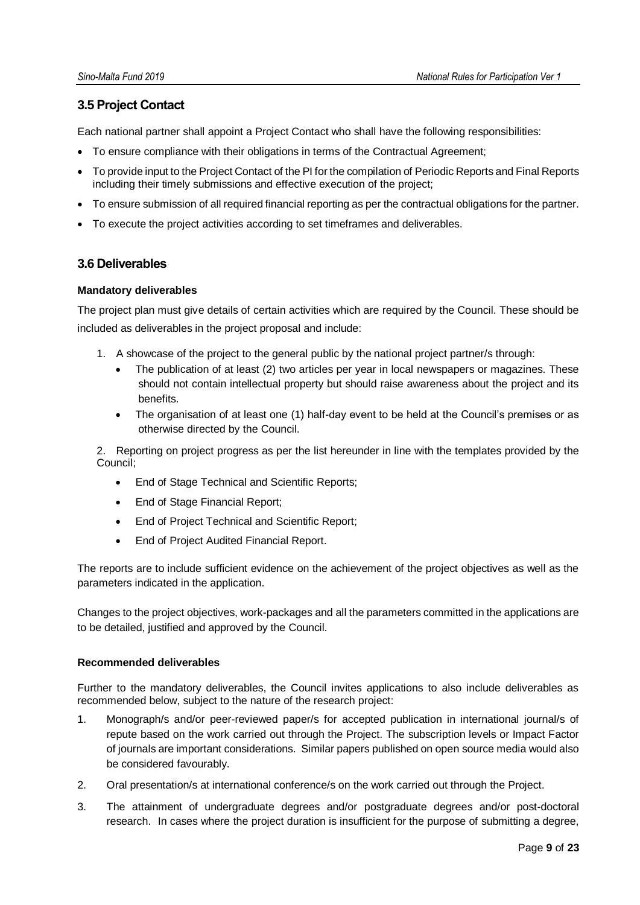## 3.5 Project Contact

Each national partner shall appoint a Project Contact who shall have the following responsibilities:

- To ensure compliance with their obligations in terms of the Contractual Agreement;
- To provide input to the Project Contact of the PI for the compilation of Periodic Reports and Final Reports including their timely submissions and effective execution of the project;
- To ensure submission of all required financial reporting as per the contractual obligations for the partner.
- To execute the project activities according to set timeframes and deliverables.

## 3.6 Deliverables

**Mandatory deliverables**

The project plan must give details of certain activities which are required by the Council. These should be included as deliverables in the project proposal and include:

1. A showcase of the project to the general public by the national project partner/s through:
   - The publication of at least (2) two articles per year in local newspapers or magazines. These should not contain intellectual property but should raise awareness about the project and its benefits.
   - The organisation of at least one (1) half-day event to be held at the Council's premises or as otherwise directed by the Council.

2. Reporting on project progress as per the list hereunder in line with the templates provided by the Council;
   - End of Stage Technical and Scientific Reports;
   - End of Stage Financial Report;
   - End of Project Technical and Scientific Report;
   - End of Project Audited Financial Report.

The reports are to include sufficient evidence on the achievement of the project objectives as well as the parameters indicated in the application.

Changes to the project objectives, work-packages and all the parameters committed in the applications are to be detailed, justified and approved by the Council.

**Recommended deliverables**

Further to the mandatory deliverables, the Council invites applications to also include deliverables as recommended below, subject to the nature of the research project:

1. Monograph/s and/or peer-reviewed paper/s for accepted publication in international journal/s of repute based on the work carried out through the Project. The subscription levels or Impact Factor of journals are important considerations. Similar papers published on open source media would also be considered favourably.
2. Oral presentation/s at international conference/s on the work carried out through the Project.
3. The attainment of undergraduate degrees and/or postgraduate degrees and/or post-doctoral research. In cases where the project duration is insufficient for the purpose of submitting a degree,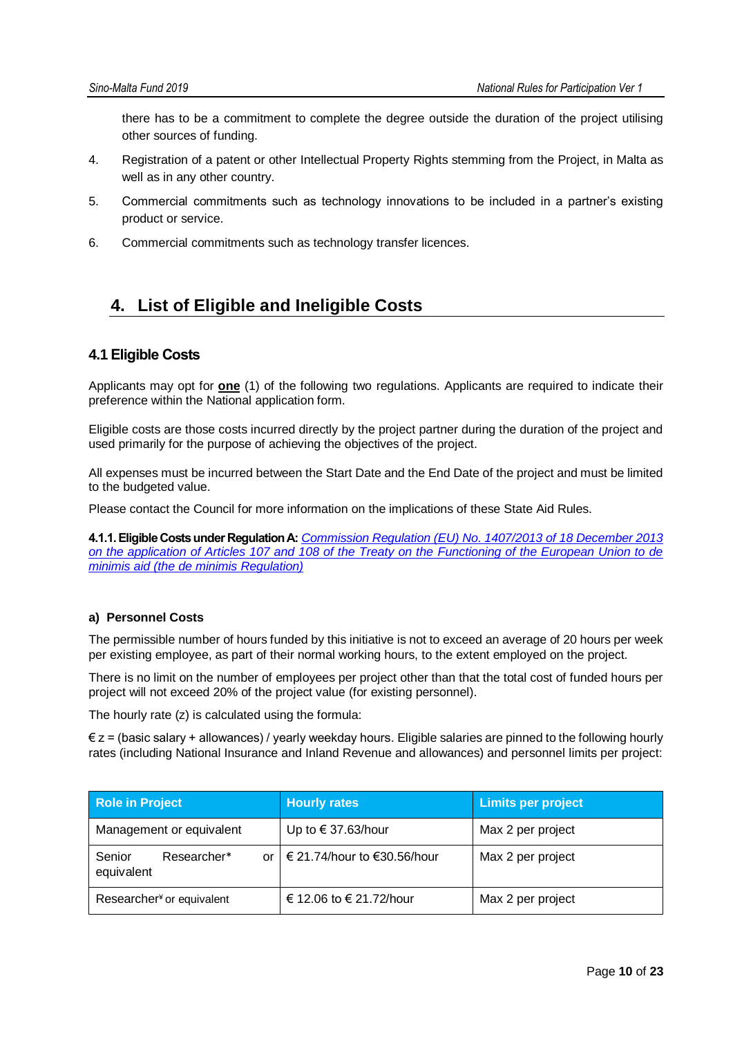there has to be a commitment to complete the degree outside the duration of the project utilising other sources of funding.

4. Registration of a patent or other Intellectual Property Rights stemming from the Project, in Malta as well as in any other country.

5. Commercial commitments such as technology innovations to be included in a partner's existing product or service.

6. Commercial commitments such as technology transfer licences.

# 4. List of Eligible and Ineligible Costs

## 4.1 Eligible Costs

Applicants may opt for **one** (1) of the following two regulations. Applicants are required to indicate their preference within the National application form.

Eligible costs are those costs incurred directly by the project partner during the duration of the project and used primarily for the purpose of achieving the objectives of the project.

All expenses must be incurred between the Start Date and the End Date of the project and must be limited to the budgeted value.

Please contact the Council for more information on the implications of these State Aid Rules.

**4.1.1. Eligible Costs under Regulation A:** *Commission Regulation (EU) No. 1407/2013 of 18 December 2013 on the application of Articles 107 and 108 of the Treaty on the Functioning of the European Union to de minimis aid (the de minimis Regulation)*

**a) Personnel Costs**

The permissible number of hours funded by this initiative is not to exceed an average of 20 hours per week per existing employee, as part of their normal working hours, to the extent employed on the project.

There is no limit on the number of employees per project other than that the total cost of funded hours per project will not exceed 20% of the project value (for existing personnel).

The hourly rate (z) is calculated using the formula:

€ z = (basic salary + allowances) / yearly weekday hours. Eligible salaries are pinned to the following hourly rates (including National Insurance and Inland Revenue and allowances) and personnel limits per project:

| Role in Project | Hourly rates | Limits per project |
|---|---|---|
| Management or equivalent | Up to € 37.63/hour | Max 2 per project |
| Senior Researcher* or equivalent | € 21.74/hour to €30.56/hour | Max 2 per project |
| Researcher¥ or equivalent | € 12.06 to € 21.72/hour | Max 2 per project |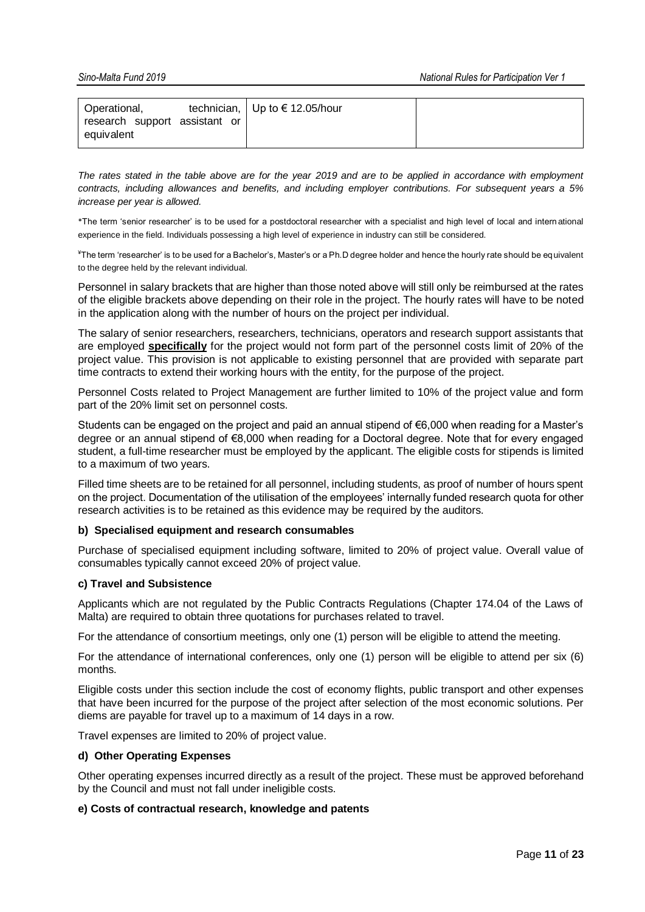| Operational, technician, research support assistant or equivalent | Up to € 12.05/hour | |
|---|---|---|

*The rates stated in the table above are for the year 2019 and are to be applied in accordance with employment contracts, including allowances and benefits, and including employer contributions. For subsequent years a 5% increase per year is allowed.*

*The term 'senior researcher' is to be used for a postdoctoral researcher with a specialist and high level of local and international experience in the field. Individuals possessing a high level of experience in industry can still be considered.

¥The term 'researcher' is to be used for a Bachelor's, Master's or a Ph.D degree holder and hence the hourly rate should be equivalent to the degree held by the relevant individual.

Personnel in salary brackets that are higher than those noted above will still only be reimbursed at the rates of the eligible brackets above depending on their role in the project. The hourly rates will have to be noted in the application along with the number of hours on the project per individual.

The salary of senior researchers, researchers, technicians, operators and research support assistants that are employed **specifically** for the project would not form part of the personnel costs limit of 20% of the project value. This provision is not applicable to existing personnel that are provided with separate part time contracts to extend their working hours with the entity, for the purpose of the project.

Personnel Costs related to Project Management are further limited to 10% of the project value and form part of the 20% limit set on personnel costs.

Students can be engaged on the project and paid an annual stipend of €6,000 when reading for a Master's degree or an annual stipend of €8,000 when reading for a Doctoral degree. Note that for every engaged student, a full-time researcher must be employed by the applicant. The eligible costs for stipends is limited to a maximum of two years.

Filled time sheets are to be retained for all personnel, including students, as proof of number of hours spent on the project. Documentation of the utilisation of the employees' internally funded research quota for other research activities is to be retained as this evidence may be required by the auditors.

#### b) Specialised equipment and research consumables

Purchase of specialised equipment including software, limited to 20% of project value. Overall value of consumables typically cannot exceed 20% of project value.

#### c) Travel and Subsistence

Applicants which are not regulated by the Public Contracts Regulations (Chapter 174.04 of the Laws of Malta) are required to obtain three quotations for purchases related to travel.

For the attendance of consortium meetings, only one (1) person will be eligible to attend the meeting.

For the attendance of international conferences, only one (1) person will be eligible to attend per six (6) months.

Eligible costs under this section include the cost of economy flights, public transport and other expenses that have been incurred for the purpose of the project after selection of the most economic solutions. Per diems are payable for travel up to a maximum of 14 days in a row.

Travel expenses are limited to 20% of project value.

#### d) Other Operating Expenses

Other operating expenses incurred directly as a result of the project. These must be approved beforehand by the Council and must not fall under ineligible costs.

#### e) Costs of contractual research, knowledge and patents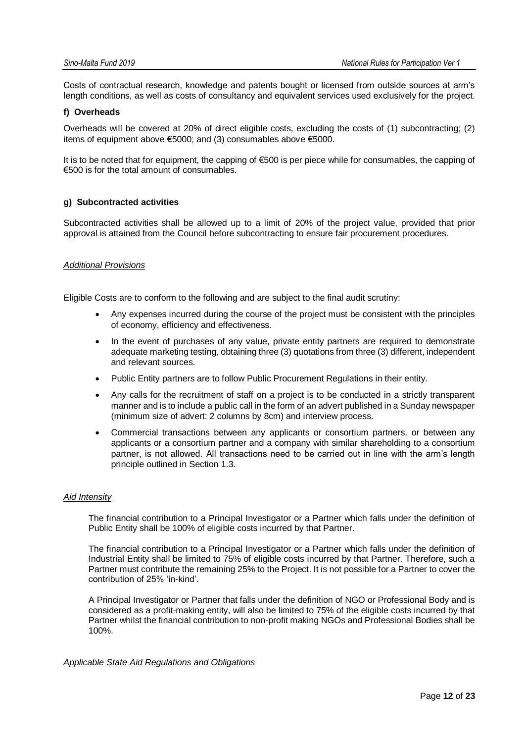Costs of contractual research, knowledge and patents bought or licensed from outside sources at arm's length conditions, as well as costs of consultancy and equivalent services used exclusively for the project.

**f) Overheads**

Overheads will be covered at 20% of direct eligible costs, excluding the costs of (1) subcontracting; (2) items of equipment above €5000; and (3) consumables above €5000.

It is to be noted that for equipment, the capping of €500 is per piece while for consumables, the capping of €500 is for the total amount of consumables.

**g) Subcontracted activities**

Subcontracted activities shall be allowed up to a limit of 20% of the project value, provided that prior approval is attained from the Council before subcontracting to ensure fair procurement procedures.

*Additional Provisions*

Eligible Costs are to conform to the following and are subject to the final audit scrutiny:

- Any expenses incurred during the course of the project must be consistent with the principles of economy, efficiency and effectiveness.
- In the event of purchases of any value, private entity partners are required to demonstrate adequate marketing testing, obtaining three (3) quotations from three (3) different, independent and relevant sources.
- Public Entity partners are to follow Public Procurement Regulations in their entity.
- Any calls for the recruitment of staff on a project is to be conducted in a strictly transparent manner and is to include a public call in the form of an advert published in a Sunday newspaper (minimum size of advert: 2 columns by 8cm) and interview process.
- Commercial transactions between any applicants or consortium partners, or between any applicants or a consortium partner and a company with similar shareholding to a consortium partner, is not allowed. All transactions need to be carried out in line with the arm's length principle outlined in Section 1.3.

*Aid Intensity*

The financial contribution to a Principal Investigator or a Partner which falls under the definition of Public Entity shall be 100% of eligible costs incurred by that Partner.

The financial contribution to a Principal Investigator or a Partner which falls under the definition of Industrial Entity shall be limited to 75% of eligible costs incurred by that Partner. Therefore, such a Partner must contribute the remaining 25% to the Project. It is not possible for a Partner to cover the contribution of 25% 'in-kind'.

A Principal Investigator or Partner that falls under the definition of NGO or Professional Body and is considered as a profit-making entity, will also be limited to 75% of the eligible costs incurred by that Partner whilst the financial contribution to non-profit making NGOs and Professional Bodies shall be 100%.

*Applicable State Aid Regulations and Obligations*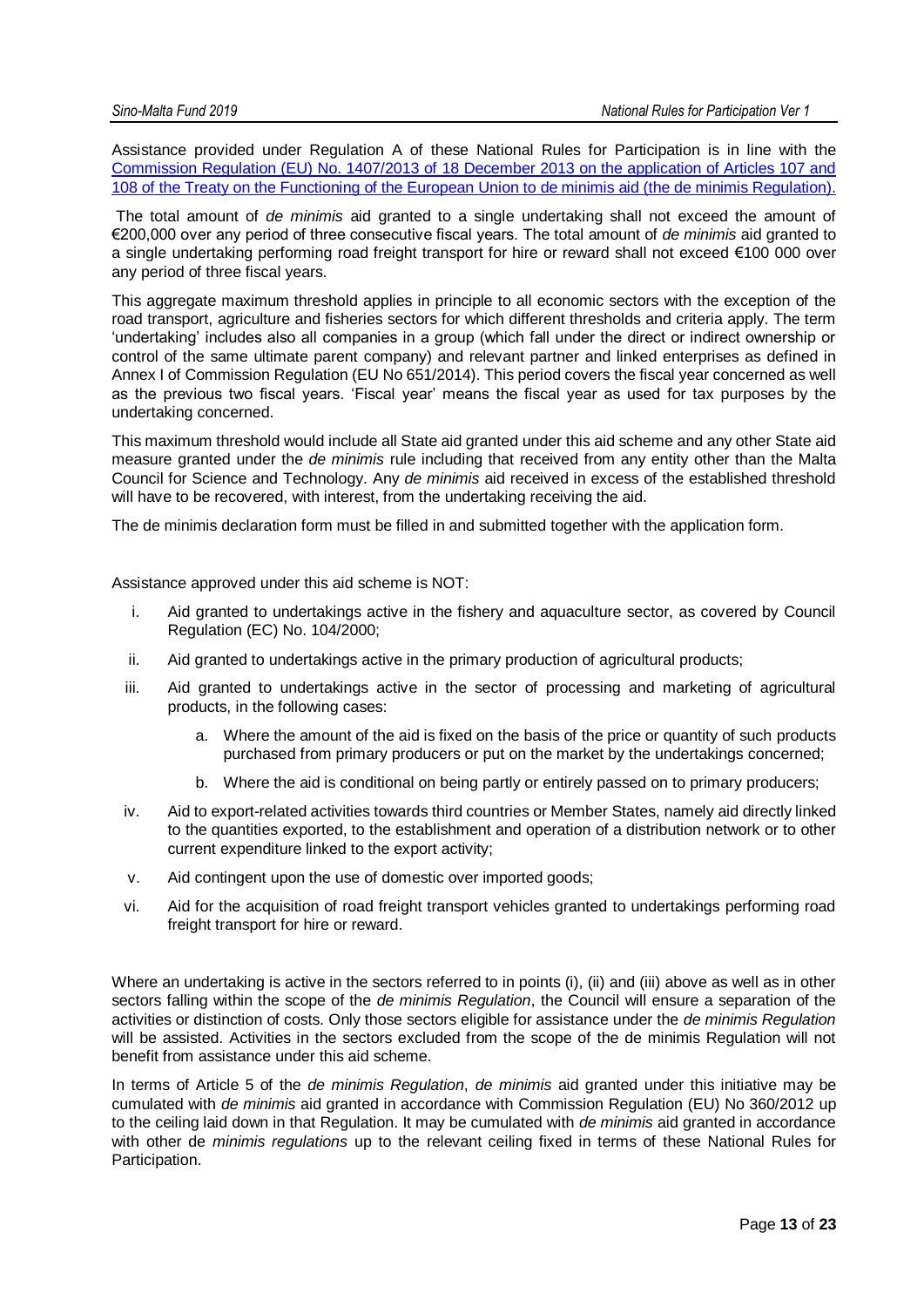Assistance provided under Regulation A of these National Rules for Participation is in line with the [Commission Regulation (EU) No. 1407/2013 of 18 December 2013 on the application of Articles 107 and 108 of the Treaty on the Functioning of the European Union to de minimis aid (the de minimis Regulation).]()

The total amount of *de minimis* aid granted to a single undertaking shall not exceed the amount of €200,000 over any period of three consecutive fiscal years. The total amount of *de minimis* aid granted to a single undertaking performing road freight transport for hire or reward shall not exceed €100 000 over any period of three fiscal years.

This aggregate maximum threshold applies in principle to all economic sectors with the exception of the road transport, agriculture and fisheries sectors for which different thresholds and criteria apply. The term 'undertaking' includes also all companies in a group (which fall under the direct or indirect ownership or control of the same ultimate parent company) and relevant partner and linked enterprises as defined in Annex I of Commission Regulation (EU No 651/2014). This period covers the fiscal year concerned as well as the previous two fiscal years. 'Fiscal year' means the fiscal year as used for tax purposes by the undertaking concerned.

This maximum threshold would include all State aid granted under this aid scheme and any other State aid measure granted under the *de minimis* rule including that received from any entity other than the Malta Council for Science and Technology. Any *de minimis* aid received in excess of the established threshold will have to be recovered, with interest, from the undertaking receiving the aid.

The de minimis declaration form must be filled in and submitted together with the application form.

Assistance approved under this aid scheme is NOT:

i. Aid granted to undertakings active in the fishery and aquaculture sector, as covered by Council Regulation (EC) No. 104/2000;
ii. Aid granted to undertakings active in the primary production of agricultural products;
iii. Aid granted to undertakings active in the sector of processing and marketing of agricultural products, in the following cases:
    a. Where the amount of the aid is fixed on the basis of the price or quantity of such products purchased from primary producers or put on the market by the undertakings concerned;
    b. Where the aid is conditional on being partly or entirely passed on to primary producers;
iv. Aid to export-related activities towards third countries or Member States, namely aid directly linked to the quantities exported, to the establishment and operation of a distribution network or to other current expenditure linked to the export activity;
v. Aid contingent upon the use of domestic over imported goods;
vi. Aid for the acquisition of road freight transport vehicles granted to undertakings performing road freight transport for hire or reward.

Where an undertaking is active in the sectors referred to in points (i), (ii) and (iii) above as well as in other sectors falling within the scope of the *de minimis Regulation*, the Council will ensure a separation of the activities or distinction of costs. Only those sectors eligible for assistance under the *de minimis Regulation* will be assisted. Activities in the sectors excluded from the scope of the de minimis Regulation will not benefit from assistance under this aid scheme.

In terms of Article 5 of the *de minimis Regulation*, *de minimis* aid granted under this initiative may be cumulated with *de minimis* aid granted in accordance with Commission Regulation (EU) No 360/2012 up to the ceiling laid down in that Regulation. It may be cumulated with *de minimis* aid granted in accordance with other de *minimis regulations* up to the relevant ceiling fixed in terms of these National Rules for Participation.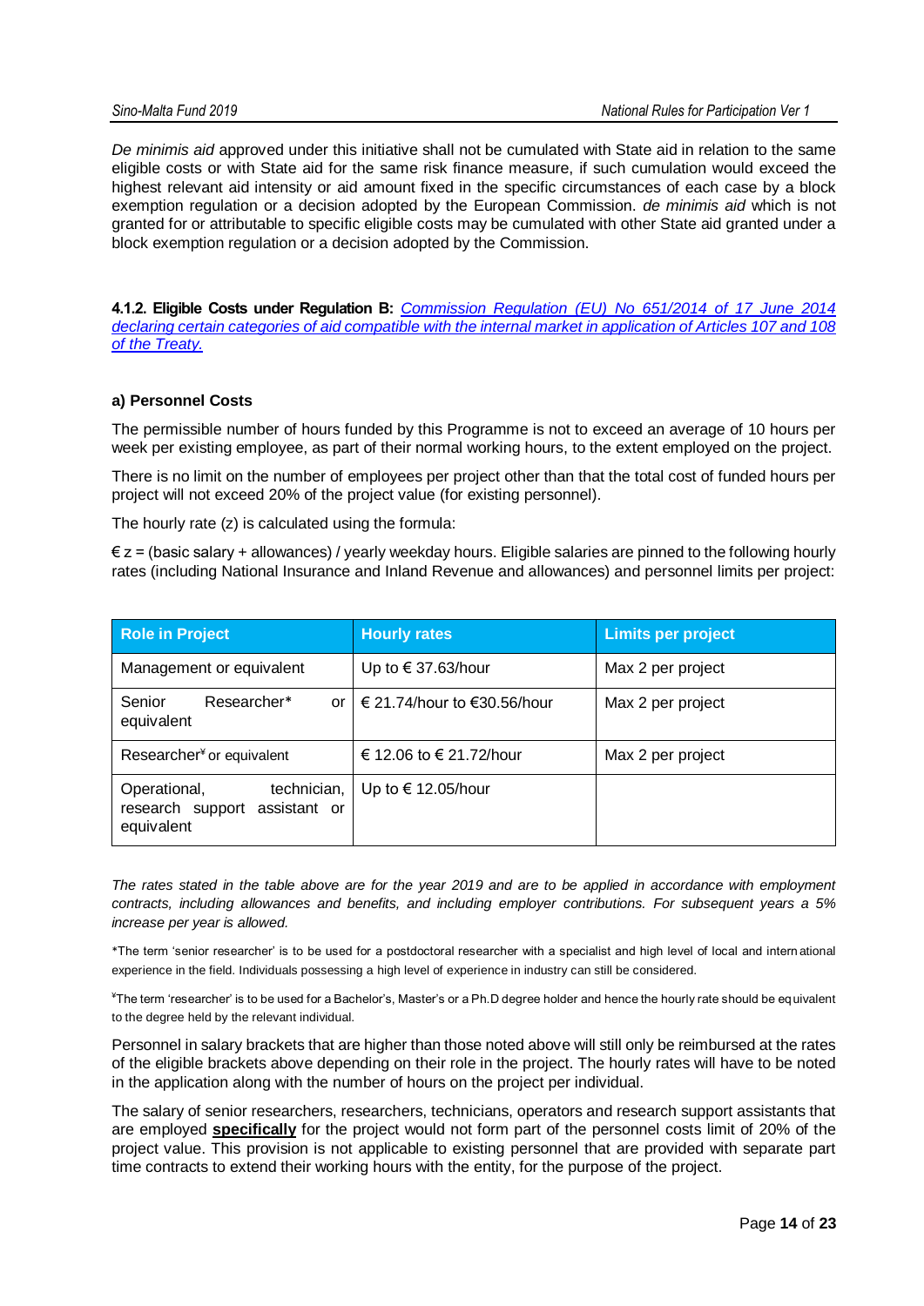*De minimis aid* approved under this initiative shall not be cumulated with State aid in relation to the same eligible costs or with State aid for the same risk finance measure, if such cumulation would exceed the highest relevant aid intensity or aid amount fixed in the specific circumstances of each case by a block exemption regulation or a decision adopted by the European Commission. *de minimis aid* which is not granted for or attributable to specific eligible costs may be cumulated with other State aid granted under a block exemption regulation or a decision adopted by the Commission.

**4.1.2. Eligible Costs under Regulation B:** *Commission Regulation (EU) No 651/2014 of 17 June 2014 declaring certain categories of aid compatible with the internal market in application of Articles 107 and 108 of the Treaty.*

**a) Personnel Costs**

The permissible number of hours funded by this Programme is not to exceed an average of 10 hours per week per existing employee, as part of their normal working hours, to the extent employed on the project.

There is no limit on the number of employees per project other than that the total cost of funded hours per project will not exceed 20% of the project value (for existing personnel).

The hourly rate (z) is calculated using the formula:

€ z = (basic salary + allowances) / yearly weekday hours. Eligible salaries are pinned to the following hourly rates (including National Insurance and Inland Revenue and allowances) and personnel limits per project:

| Role in Project | Hourly rates | Limits per project |
|---|---|---|
| Management or equivalent | Up to € 37.63/hour | Max 2 per project |
| Senior Researcher* or equivalent | € 21.74/hour to €30.56/hour | Max 2 per project |
| Researcher¥ or equivalent | € 12.06 to € 21.72/hour | Max 2 per project |
| Operational, technician, research support assistant or equivalent | Up to € 12.05/hour | |

*The rates stated in the table above are for the year 2019 and are to be applied in accordance with employment contracts, including allowances and benefits, and including employer contributions. For subsequent years a 5% increase per year is allowed.*

*The term 'senior researcher' is to be used for a postdoctoral researcher with a specialist and high level of local and international experience in the field. Individuals possessing a high level of experience in industry can still be considered.

¥The term 'researcher' is to be used for a Bachelor's, Master's or a Ph.D degree holder and hence the hourly rate should be equivalent to the degree held by the relevant individual.

Personnel in salary brackets that are higher than those noted above will still only be reimbursed at the rates of the eligible brackets above depending on their role in the project. The hourly rates will have to be noted in the application along with the number of hours on the project per individual.

The salary of senior researchers, researchers, technicians, operators and research support assistants that are employed **specifically** for the project would not form part of the personnel costs limit of 20% of the project value. This provision is not applicable to existing personnel that are provided with separate part time contracts to extend their working hours with the entity, for the purpose of the project.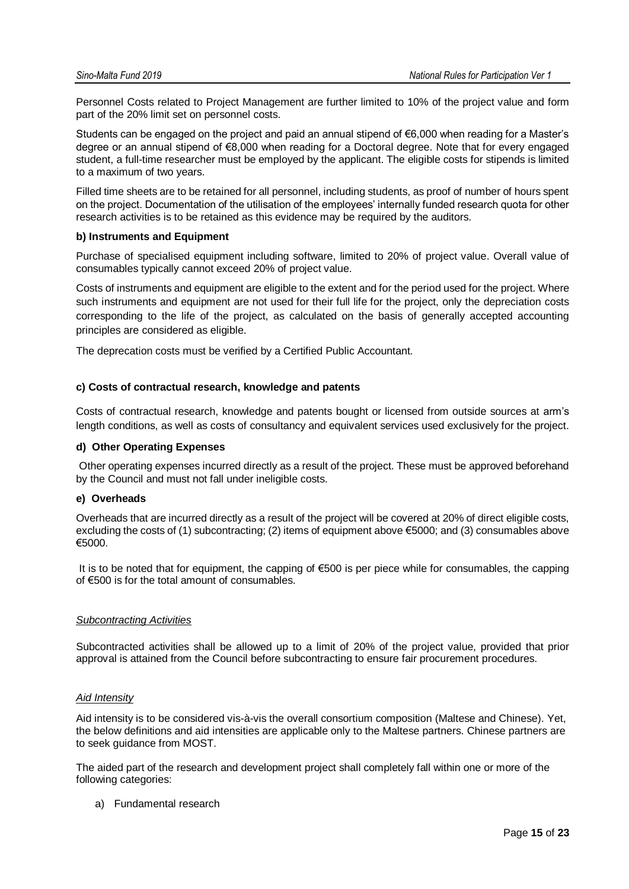Personnel Costs related to Project Management are further limited to 10% of the project value and form part of the 20% limit set on personnel costs.

Students can be engaged on the project and paid an annual stipend of €6,000 when reading for a Master's degree or an annual stipend of €8,000 when reading for a Doctoral degree. Note that for every engaged student, a full-time researcher must be employed by the applicant. The eligible costs for stipends is limited to a maximum of two years.

Filled time sheets are to be retained for all personnel, including students, as proof of number of hours spent on the project. Documentation of the utilisation of the employees' internally funded research quota for other research activities is to be retained as this evidence may be required by the auditors.

**b) Instruments and Equipment**

Purchase of specialised equipment including software, limited to 20% of project value. Overall value of consumables typically cannot exceed 20% of project value.

Costs of instruments and equipment are eligible to the extent and for the period used for the project. Where such instruments and equipment are not used for their full life for the project, only the depreciation costs corresponding to the life of the project, as calculated on the basis of generally accepted accounting principles are considered as eligible.

The deprecation costs must be verified by a Certified Public Accountant.

**c) Costs of contractual research, knowledge and patents**

Costs of contractual research, knowledge and patents bought or licensed from outside sources at arm's length conditions, as well as costs of consultancy and equivalent services used exclusively for the project.

**d) Other Operating Expenses**

Other operating expenses incurred directly as a result of the project. These must be approved beforehand by the Council and must not fall under ineligible costs.

**e) Overheads**

Overheads that are incurred directly as a result of the project will be covered at 20% of direct eligible costs, excluding the costs of (1) subcontracting; (2) items of equipment above €5000; and (3) consumables above €5000.

It is to be noted that for equipment, the capping of €500 is per piece while for consumables, the capping of €500 is for the total amount of consumables.

*Subcontracting Activities*

Subcontracted activities shall be allowed up to a limit of 20% of the project value, provided that prior approval is attained from the Council before subcontracting to ensure fair procurement procedures.

*Aid Intensity*

Aid intensity is to be considered vis-à-vis the overall consortium composition (Maltese and Chinese). Yet, the below definitions and aid intensities are applicable only to the Maltese partners. Chinese partners are to seek guidance from MOST.

The aided part of the research and development project shall completely fall within one or more of the following categories:

a) Fundamental research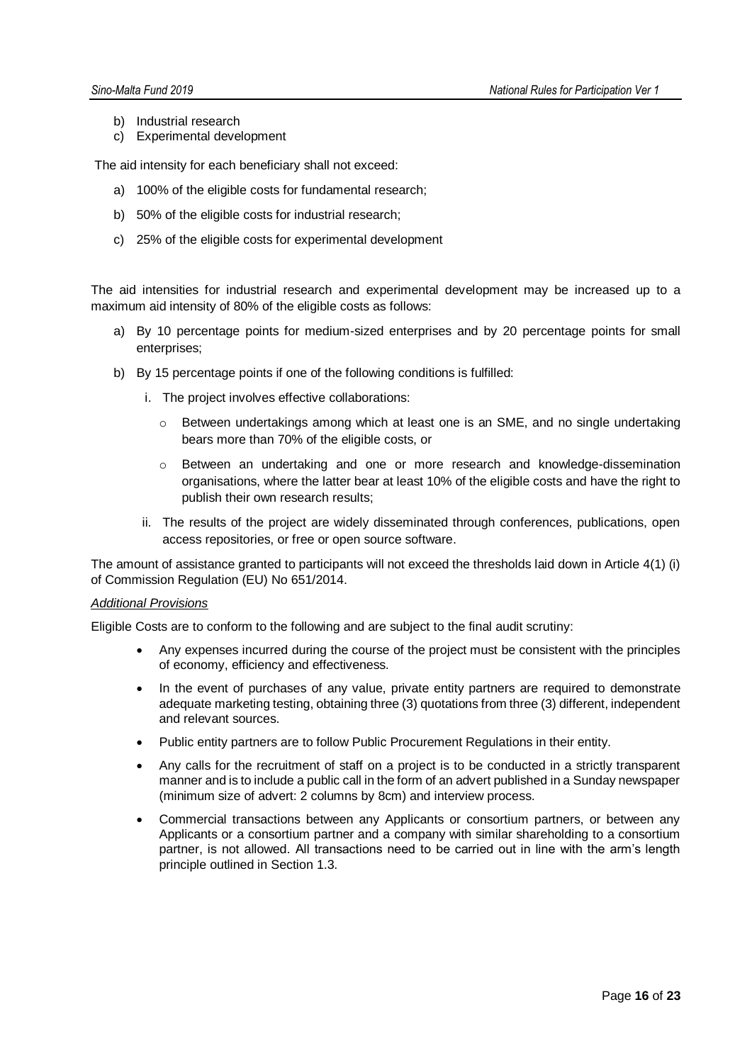b) Industrial research
c) Experimental development

The aid intensity for each beneficiary shall not exceed:

a) 100% of the eligible costs for fundamental research;

b) 50% of the eligible costs for industrial research;

c) 25% of the eligible costs for experimental development

The aid intensities for industrial research and experimental development may be increased up to a maximum aid intensity of 80% of the eligible costs as follows:

a) By 10 percentage points for medium-sized enterprises and by 20 percentage points for small enterprises;

b) By 15 percentage points if one of the following conditions is fulfilled:

   i. The project involves effective collaborations:

      - Between undertakings among which at least one is an SME, and no single undertaking bears more than 70% of the eligible costs, or

      - Between an undertaking and one or more research and knowledge-dissemination organisations, where the latter bear at least 10% of the eligible costs and have the right to publish their own research results;

   ii. The results of the project are widely disseminated through conferences, publications, open access repositories, or free or open source software.

The amount of assistance granted to participants will not exceed the thresholds laid down in Article 4(1) (i) of Commission Regulation (EU) No 651/2014.

*Additional Provisions*

Eligible Costs are to conform to the following and are subject to the final audit scrutiny:

- Any expenses incurred during the course of the project must be consistent with the principles of economy, efficiency and effectiveness.
- In the event of purchases of any value, private entity partners are required to demonstrate adequate marketing testing, obtaining three (3) quotations from three (3) different, independent and relevant sources.
- Public entity partners are to follow Public Procurement Regulations in their entity.
- Any calls for the recruitment of staff on a project is to be conducted in a strictly transparent manner and is to include a public call in the form of an advert published in a Sunday newspaper (minimum size of advert: 2 columns by 8cm) and interview process.
- Commercial transactions between any Applicants or consortium partners, or between any Applicants or a consortium partner and a company with similar shareholding to a consortium partner, is not allowed. All transactions need to be carried out in line with the arm's length principle outlined in Section 1.3.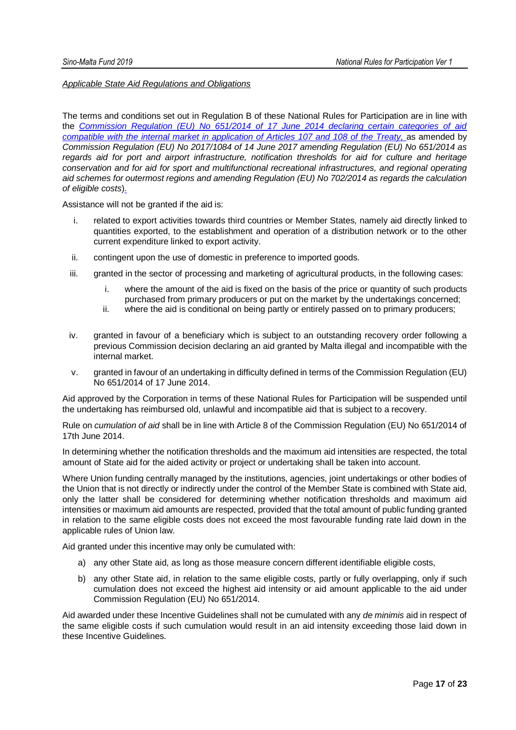*Applicable State Aid Regulations and Obligations*

The terms and conditions set out in Regulation B of these National Rules for Participation are in line with the *Commission Regulation (EU) No 651/2014 of 17 June 2014 declaring certain categories of aid compatible with the internal market in application of Articles 107 and 108 of the Treaty,* as amended by *Commission Regulation (EU) No 2017/1084 of 14 June 2017 amending Regulation (EU) No 651/2014 as regards aid for port and airport infrastructure, notification thresholds for aid for culture and heritage conservation and for aid for sport and multifunctional recreational infrastructures, and regional operating aid schemes for outermost regions and amending Regulation (EU) No 702/2014 as regards the calculation of eligible costs*).

Assistance will not be granted if the aid is:

i. related to export activities towards third countries or Member States, namely aid directly linked to quantities exported, to the establishment and operation of a distribution network or to the other current expenditure linked to export activity.

ii. contingent upon the use of domestic in preference to imported goods.

iii. granted in the sector of processing and marketing of agricultural products, in the following cases:

    i. where the amount of the aid is fixed on the basis of the price or quantity of such products purchased from primary producers or put on the market by the undertakings concerned;
    
    ii. where the aid is conditional on being partly or entirely passed on to primary producers;

iv. granted in favour of a beneficiary which is subject to an outstanding recovery order following a previous Commission decision declaring an aid granted by Malta illegal and incompatible with the internal market.

v. granted in favour of an undertaking in difficulty defined in terms of the Commission Regulation (EU) No 651/2014 of 17 June 2014.

Aid approved by the Corporation in terms of these National Rules for Participation will be suspended until the undertaking has reimbursed old, unlawful and incompatible aid that is subject to a recovery.

Rule on *cumulation of aid* shall be in line with Article 8 of the Commission Regulation (EU) No 651/2014 of 17th June 2014.

In determining whether the notification thresholds and the maximum aid intensities are respected, the total amount of State aid for the aided activity or project or undertaking shall be taken into account.

Where Union funding centrally managed by the institutions, agencies, joint undertakings or other bodies of the Union that is not directly or indirectly under the control of the Member State is combined with State aid, only the latter shall be considered for determining whether notification thresholds and maximum aid intensities or maximum aid amounts are respected, provided that the total amount of public funding granted in relation to the same eligible costs does not exceed the most favourable funding rate laid down in the applicable rules of Union law.

Aid granted under this incentive may only be cumulated with:

a) any other State aid, as long as those measure concern different identifiable eligible costs,

b) any other State aid, in relation to the same eligible costs, partly or fully overlapping, only if such cumulation does not exceed the highest aid intensity or aid amount applicable to the aid under Commission Regulation (EU) No 651/2014.

Aid awarded under these Incentive Guidelines shall not be cumulated with any *de minimis* aid in respect of the same eligible costs if such cumulation would result in an aid intensity exceeding those laid down in these Incentive Guidelines.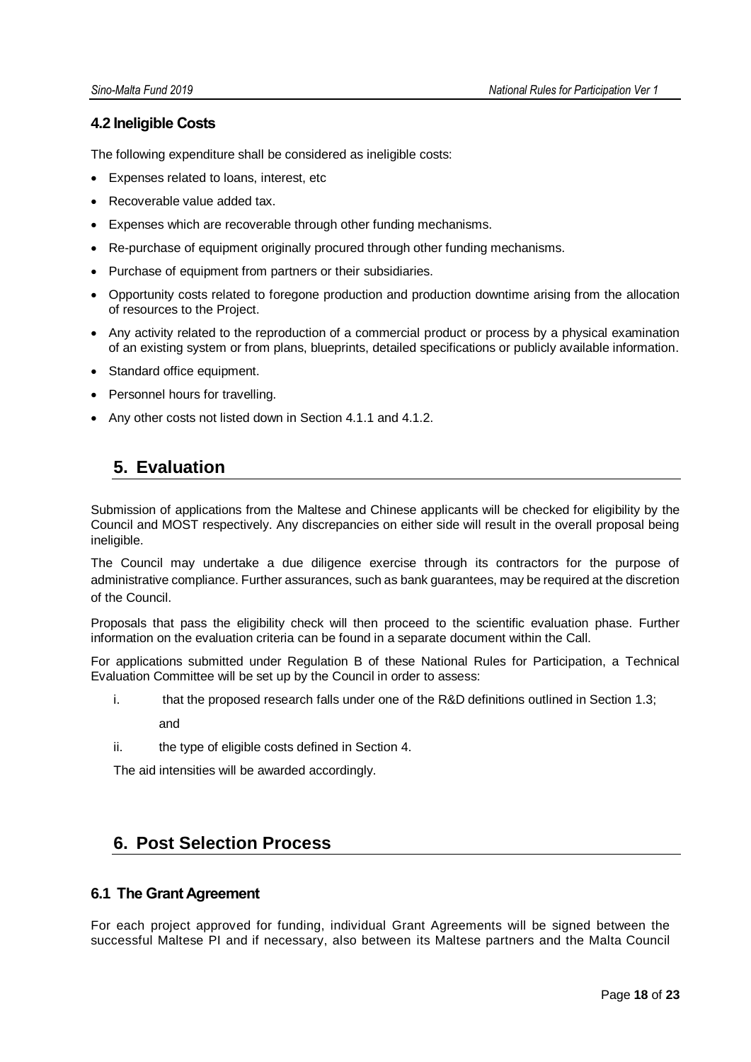### 4.2 Ineligible Costs

The following expenditure shall be considered as ineligible costs:

- Expenses related to loans, interest, etc
- Recoverable value added tax.
- Expenses which are recoverable through other funding mechanisms.
- Re-purchase of equipment originally procured through other funding mechanisms.
- Purchase of equipment from partners or their subsidiaries.
- Opportunity costs related to foregone production and production downtime arising from the allocation of resources to the Project.
- Any activity related to the reproduction of a commercial product or process by a physical examination of an existing system or from plans, blueprints, detailed specifications or publicly available information.
- Standard office equipment.
- Personnel hours for travelling.
- Any other costs not listed down in Section 4.1.1 and 4.1.2.

## 5. Evaluation

Submission of applications from the Maltese and Chinese applicants will be checked for eligibility by the Council and MOST respectively. Any discrepancies on either side will result in the overall proposal being ineligible.

The Council may undertake a due diligence exercise through its contractors for the purpose of administrative compliance. Further assurances, such as bank guarantees, may be required at the discretion of the Council.

Proposals that pass the eligibility check will then proceed to the scientific evaluation phase. Further information on the evaluation criteria can be found in a separate document within the Call.

For applications submitted under Regulation B of these National Rules for Participation, a Technical Evaluation Committee will be set up by the Council in order to assess:

i. that the proposed research falls under one of the R&D definitions outlined in Section 1.3;

   and

ii. the type of eligible costs defined in Section 4.

The aid intensities will be awarded accordingly.

## 6. Post Selection Process

### 6.1 The Grant Agreement

For each project approved for funding, individual Grant Agreements will be signed between the successful Maltese PI and if necessary, also between its Maltese partners and the Malta Council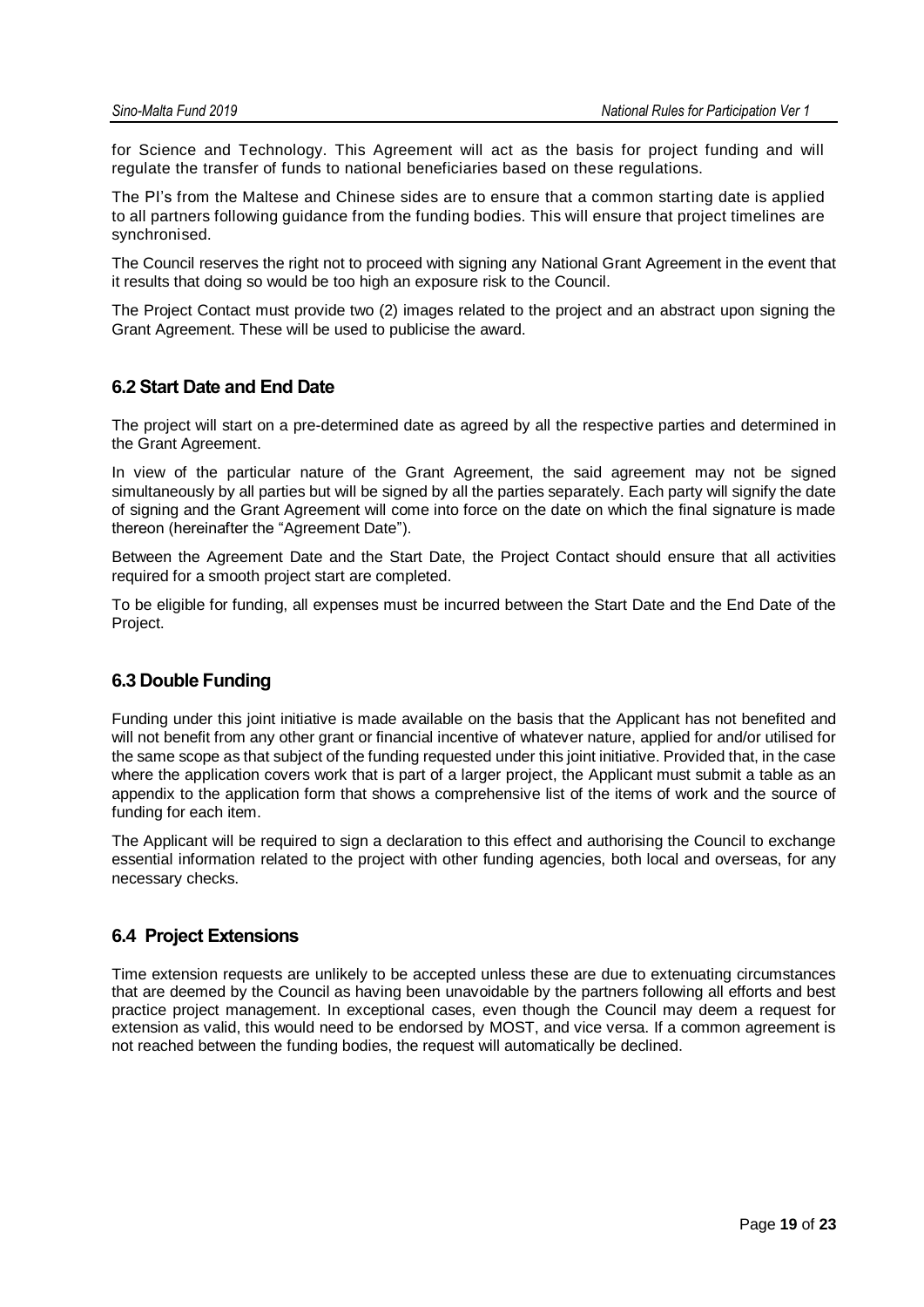for Science and Technology. This Agreement will act as the basis for project funding and will regulate the transfer of funds to national beneficiaries based on these regulations.

The PI's from the Maltese and Chinese sides are to ensure that a common starting date is applied to all partners following guidance from the funding bodies. This will ensure that project timelines are synchronised.

The Council reserves the right not to proceed with signing any National Grant Agreement in the event that it results that doing so would be too high an exposure risk to the Council.

The Project Contact must provide two (2) images related to the project and an abstract upon signing the Grant Agreement. These will be used to publicise the award.

## 6.2 Start Date and End Date

The project will start on a pre-determined date as agreed by all the respective parties and determined in the Grant Agreement.

In view of the particular nature of the Grant Agreement, the said agreement may not be signed simultaneously by all parties but will be signed by all the parties separately. Each party will signify the date of signing and the Grant Agreement will come into force on the date on which the final signature is made thereon (hereinafter the "Agreement Date").

Between the Agreement Date and the Start Date, the Project Contact should ensure that all activities required for a smooth project start are completed.

To be eligible for funding, all expenses must be incurred between the Start Date and the End Date of the Project.

## 6.3 Double Funding

Funding under this joint initiative is made available on the basis that the Applicant has not benefited and will not benefit from any other grant or financial incentive of whatever nature, applied for and/or utilised for the same scope as that subject of the funding requested under this joint initiative. Provided that, in the case where the application covers work that is part of a larger project, the Applicant must submit a table as an appendix to the application form that shows a comprehensive list of the items of work and the source of funding for each item.

The Applicant will be required to sign a declaration to this effect and authorising the Council to exchange essential information related to the project with other funding agencies, both local and overseas, for any necessary checks.

## 6.4 Project Extensions

Time extension requests are unlikely to be accepted unless these are due to extenuating circumstances that are deemed by the Council as having been unavoidable by the partners following all efforts and best practice project management. In exceptional cases, even though the Council may deem a request for extension as valid, this would need to be endorsed by MOST, and vice versa. If a common agreement is not reached between the funding bodies, the request will automatically be declined.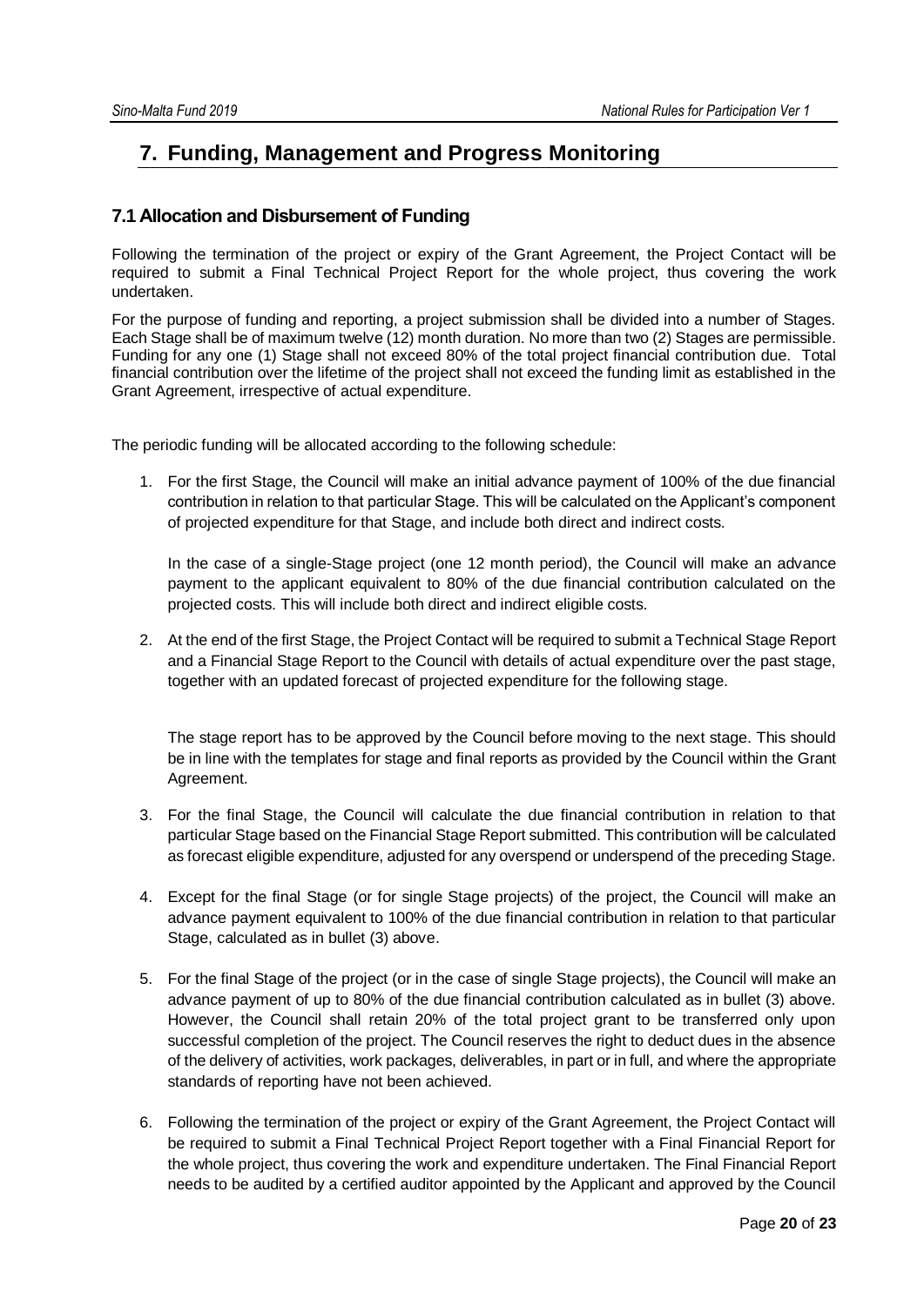# 7. Funding, Management and Progress Monitoring

## 7.1 Allocation and Disbursement of Funding

Following the termination of the project or expiry of the Grant Agreement, the Project Contact will be required to submit a Final Technical Project Report for the whole project, thus covering the work undertaken.

For the purpose of funding and reporting, a project submission shall be divided into a number of Stages. Each Stage shall be of maximum twelve (12) month duration. No more than two (2) Stages are permissible. Funding for any one (1) Stage shall not exceed 80% of the total project financial contribution due. Total financial contribution over the lifetime of the project shall not exceed the funding limit as established in the Grant Agreement, irrespective of actual expenditure.

The periodic funding will be allocated according to the following schedule:

1. For the first Stage, the Council will make an initial advance payment of 100% of the due financial contribution in relation to that particular Stage. This will be calculated on the Applicant's component of projected expenditure for that Stage, and include both direct and indirect costs.

   In the case of a single-Stage project (one 12 month period), the Council will make an advance payment to the applicant equivalent to 80% of the due financial contribution calculated on the projected costs. This will include both direct and indirect eligible costs.

2. At the end of the first Stage, the Project Contact will be required to submit a Technical Stage Report and a Financial Stage Report to the Council with details of actual expenditure over the past stage, together with an updated forecast of projected expenditure for the following stage.

   The stage report has to be approved by the Council before moving to the next stage. This should be in line with the templates for stage and final reports as provided by the Council within the Grant Agreement.

3. For the final Stage, the Council will calculate the due financial contribution in relation to that particular Stage based on the Financial Stage Report submitted. This contribution will be calculated as forecast eligible expenditure, adjusted for any overspend or underspend of the preceding Stage.

4. Except for the final Stage (or for single Stage projects) of the project, the Council will make an advance payment equivalent to 100% of the due financial contribution in relation to that particular Stage, calculated as in bullet (3) above.

5. For the final Stage of the project (or in the case of single Stage projects), the Council will make an advance payment of up to 80% of the due financial contribution calculated as in bullet (3) above. However, the Council shall retain 20% of the total project grant to be transferred only upon successful completion of the project. The Council reserves the right to deduct dues in the absence of the delivery of activities, work packages, deliverables, in part or in full, and where the appropriate standards of reporting have not been achieved.

6. Following the termination of the project or expiry of the Grant Agreement, the Project Contact will be required to submit a Final Technical Project Report together with a Final Financial Report for the whole project, thus covering the work and expenditure undertaken. The Final Financial Report needs to be audited by a certified auditor appointed by the Applicant and approved by the Council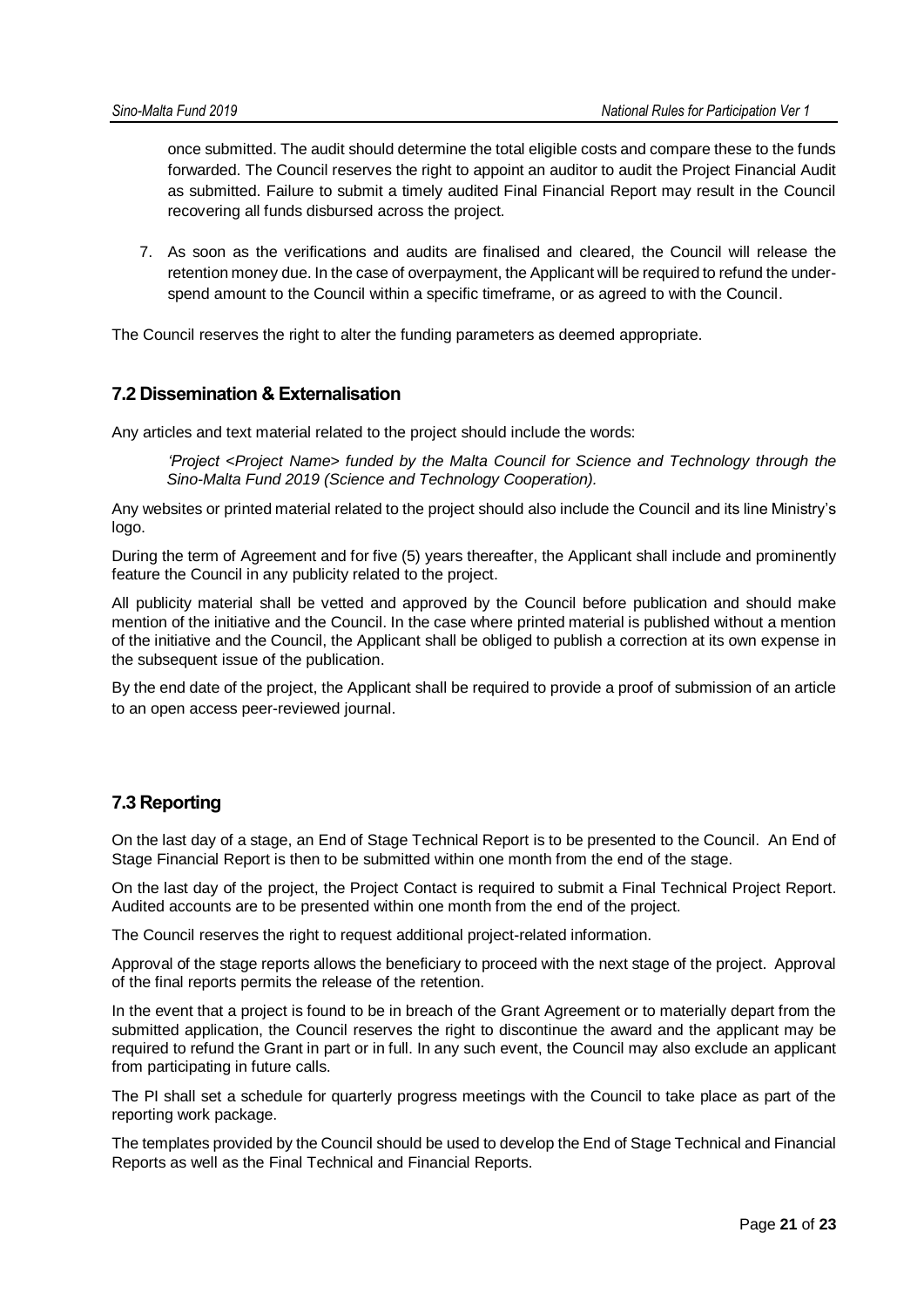once submitted. The audit should determine the total eligible costs and compare these to the funds forwarded. The Council reserves the right to appoint an auditor to audit the Project Financial Audit as submitted. Failure to submit a timely audited Final Financial Report may result in the Council recovering all funds disbursed across the project.

7. As soon as the verifications and audits are finalised and cleared, the Council will release the retention money due. In the case of overpayment, the Applicant will be required to refund the under-spend amount to the Council within a specific timeframe, or as agreed to with the Council.

The Council reserves the right to alter the funding parameters as deemed appropriate.

## 7.2 Dissemination & Externalisation

Any articles and text material related to the project should include the words:

> *'Project <Project Name> funded by the Malta Council for Science and Technology through the Sino-Malta Fund 2019 (Science and Technology Cooperation).*

Any websites or printed material related to the project should also include the Council and its line Ministry's logo.

During the term of Agreement and for five (5) years thereafter, the Applicant shall include and prominently feature the Council in any publicity related to the project.

All publicity material shall be vetted and approved by the Council before publication and should make mention of the initiative and the Council. In the case where printed material is published without a mention of the initiative and the Council, the Applicant shall be obliged to publish a correction at its own expense in the subsequent issue of the publication.

By the end date of the project, the Applicant shall be required to provide a proof of submission of an article to an open access peer-reviewed journal.

## 7.3 Reporting

On the last day of a stage, an End of Stage Technical Report is to be presented to the Council. An End of Stage Financial Report is then to be submitted within one month from the end of the stage.

On the last day of the project, the Project Contact is required to submit a Final Technical Project Report. Audited accounts are to be presented within one month from the end of the project.

The Council reserves the right to request additional project-related information.

Approval of the stage reports allows the beneficiary to proceed with the next stage of the project. Approval of the final reports permits the release of the retention.

In the event that a project is found to be in breach of the Grant Agreement or to materially depart from the submitted application, the Council reserves the right to discontinue the award and the applicant may be required to refund the Grant in part or in full. In any such event, the Council may also exclude an applicant from participating in future calls.

The PI shall set a schedule for quarterly progress meetings with the Council to take place as part of the reporting work package.

The templates provided by the Council should be used to develop the End of Stage Technical and Financial Reports as well as the Final Technical and Financial Reports.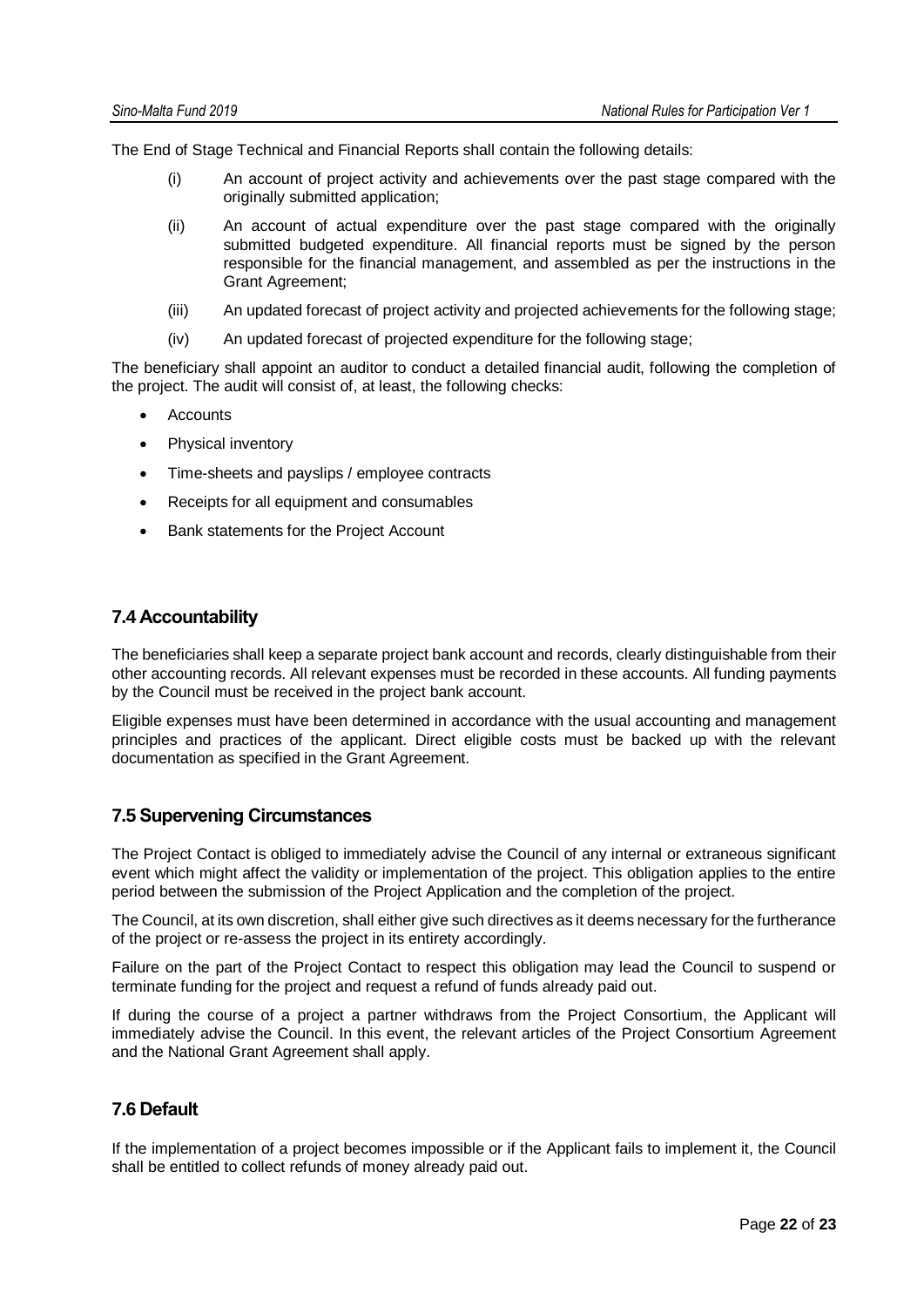The End of Stage Technical and Financial Reports shall contain the following details:

(i) An account of project activity and achievements over the past stage compared with the originally submitted application;

(ii) An account of actual expenditure over the past stage compared with the originally submitted budgeted expenditure. All financial reports must be signed by the person responsible for the financial management, and assembled as per the instructions in the Grant Agreement;

(iii) An updated forecast of project activity and projected achievements for the following stage;

(iv) An updated forecast of projected expenditure for the following stage;

The beneficiary shall appoint an auditor to conduct a detailed financial audit, following the completion of the project. The audit will consist of, at least, the following checks:

- Accounts
- Physical inventory
- Time-sheets and payslips / employee contracts
- Receipts for all equipment and consumables
- Bank statements for the Project Account

## 7.4 Accountability

The beneficiaries shall keep a separate project bank account and records, clearly distinguishable from their other accounting records. All relevant expenses must be recorded in these accounts. All funding payments by the Council must be received in the project bank account.

Eligible expenses must have been determined in accordance with the usual accounting and management principles and practices of the applicant. Direct eligible costs must be backed up with the relevant documentation as specified in the Grant Agreement.

## 7.5 Supervening Circumstances

The Project Contact is obliged to immediately advise the Council of any internal or extraneous significant event which might affect the validity or implementation of the project. This obligation applies to the entire period between the submission of the Project Application and the completion of the project.

The Council, at its own discretion, shall either give such directives as it deems necessary for the furtherance of the project or re-assess the project in its entirety accordingly.

Failure on the part of the Project Contact to respect this obligation may lead the Council to suspend or terminate funding for the project and request a refund of funds already paid out.

If during the course of a project a partner withdraws from the Project Consortium, the Applicant will immediately advise the Council. In this event, the relevant articles of the Project Consortium Agreement and the National Grant Agreement shall apply.

## 7.6 Default

If the implementation of a project becomes impossible or if the Applicant fails to implement it, the Council shall be entitled to collect refunds of money already paid out.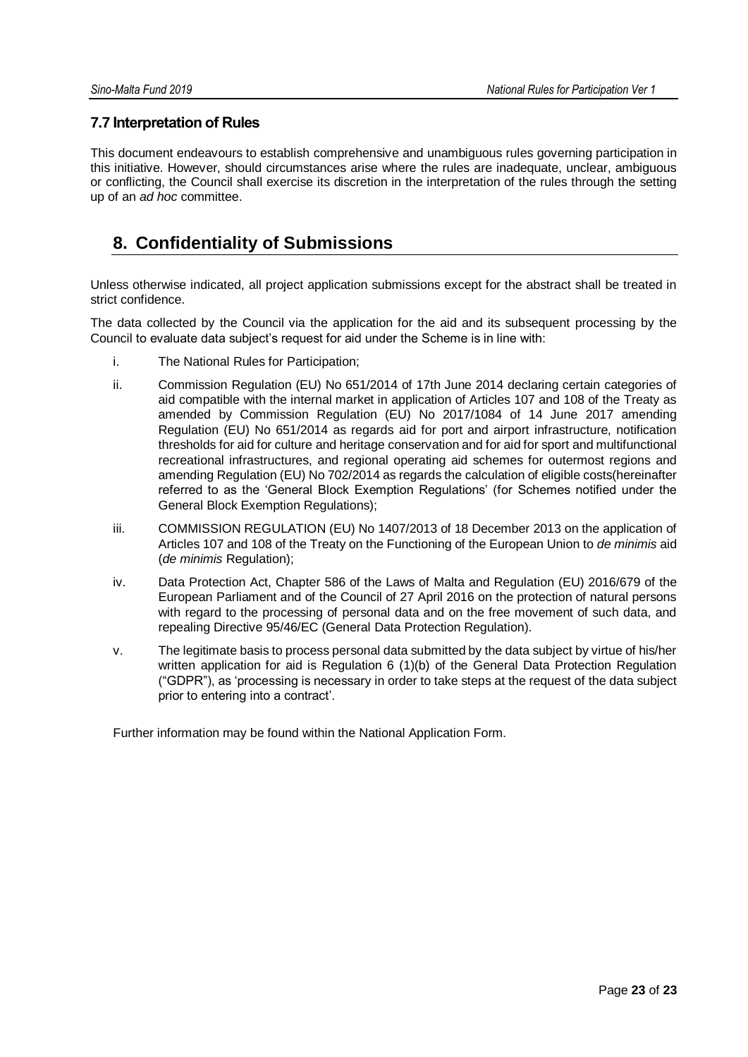### 7.7 Interpretation of Rules

This document endeavours to establish comprehensive and unambiguous rules governing participation in this initiative. However, should circumstances arise where the rules are inadequate, unclear, ambiguous or conflicting, the Council shall exercise its discretion in the interpretation of the rules through the setting up of an *ad hoc* committee.

## 8. Confidentiality of Submissions

Unless otherwise indicated, all project application submissions except for the abstract shall be treated in strict confidence.

The data collected by the Council via the application for the aid and its subsequent processing by the Council to evaluate data subject's request for aid under the Scheme is in line with:

i. The National Rules for Participation;

ii. Commission Regulation (EU) No 651/2014 of 17th June 2014 declaring certain categories of aid compatible with the internal market in application of Articles 107 and 108 of the Treaty as amended by Commission Regulation (EU) No 2017/1084 of 14 June 2017 amending Regulation (EU) No 651/2014 as regards aid for port and airport infrastructure, notification thresholds for aid for culture and heritage conservation and for aid for sport and multifunctional recreational infrastructures, and regional operating aid schemes for outermost regions and amending Regulation (EU) No 702/2014 as regards the calculation of eligible costs(hereinafter referred to as the 'General Block Exemption Regulations' (for Schemes notified under the General Block Exemption Regulations);

iii. COMMISSION REGULATION (EU) No 1407/2013 of 18 December 2013 on the application of Articles 107 and 108 of the Treaty on the Functioning of the European Union to *de minimis* aid (*de minimis* Regulation);

iv. Data Protection Act, Chapter 586 of the Laws of Malta and Regulation (EU) 2016/679 of the European Parliament and of the Council of 27 April 2016 on the protection of natural persons with regard to the processing of personal data and on the free movement of such data, and repealing Directive 95/46/EC (General Data Protection Regulation).

v. The legitimate basis to process personal data submitted by the data subject by virtue of his/her written application for aid is Regulation 6 (1)(b) of the General Data Protection Regulation ("GDPR"), as 'processing is necessary in order to take steps at the request of the data subject prior to entering into a contract'.

Further information may be found within the National Application Form.